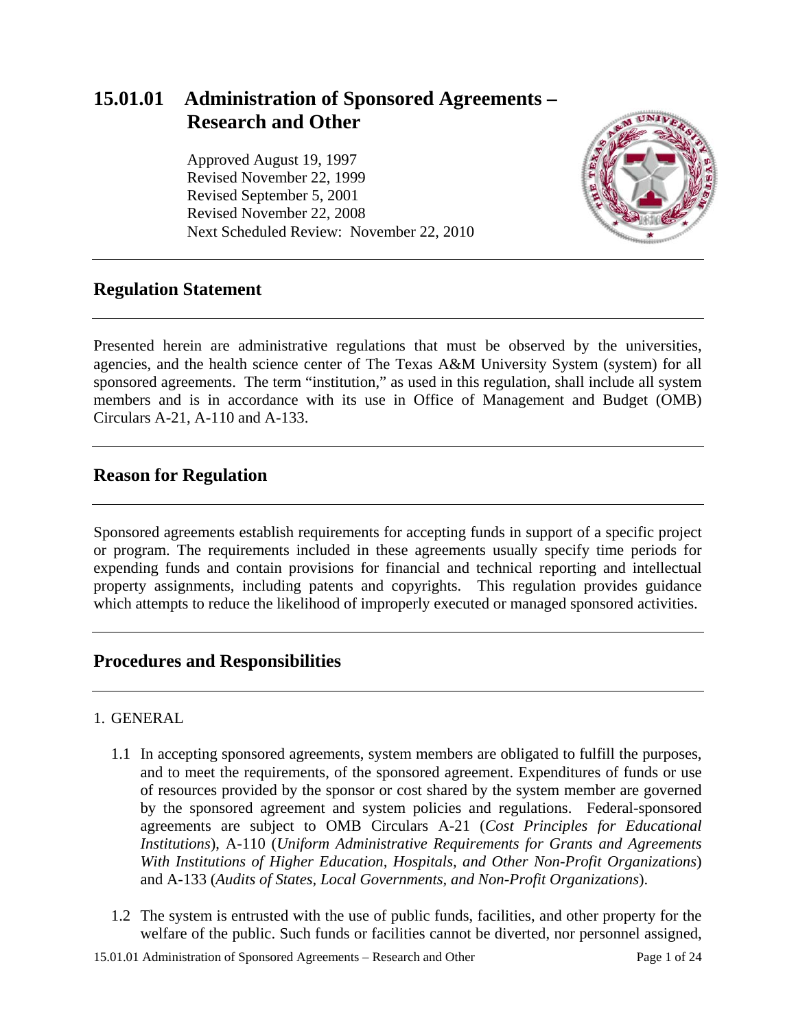# 15.01.01 Administration of Sponsored Agreements – Research and Other

Approved August 19, 1997
Revised November 22, 1999
Revised September 5, 2001
Revised November 22, 2008
Next Scheduled Review: November 22, 2010

## Regulation Statement

Presented herein are administrative regulations that must be observed by the universities, agencies, and the health science center of The Texas A&M University System (system) for all sponsored agreements. The term "institution," as used in this regulation, shall include all system members and is in accordance with its use in Office of Management and Budget (OMB) Circulars A-21, A-110 and A-133.

## Reason for Regulation

Sponsored agreements establish requirements for accepting funds in support of a specific project or program. The requirements included in these agreements usually specify time periods for expending funds and contain provisions for financial and technical reporting and intellectual property assignments, including patents and copyrights. This regulation provides guidance which attempts to reduce the likelihood of improperly executed or managed sponsored activities.

## Procedures and Responsibilities

1. GENERAL

   1.1 In accepting sponsored agreements, system members are obligated to fulfill the purposes, and to meet the requirements, of the sponsored agreement. Expenditures of funds or use of resources provided by the sponsor or cost shared by the system member are governed by the sponsored agreement and system policies and regulations. Federal-sponsored agreements are subject to OMB Circulars A-21 (*Cost Principles for Educational Institutions*), A-110 (*Uniform Administrative Requirements for Grants and Agreements With Institutions of Higher Education, Hospitals, and Other Non-Profit Organizations*) and A-133 (*Audits of States, Local Governments, and Non-Profit Organizations*).

   1.2 The system is entrusted with the use of public funds, facilities, and other property for the welfare of the public. Such funds or facilities cannot be diverted, nor personnel assigned,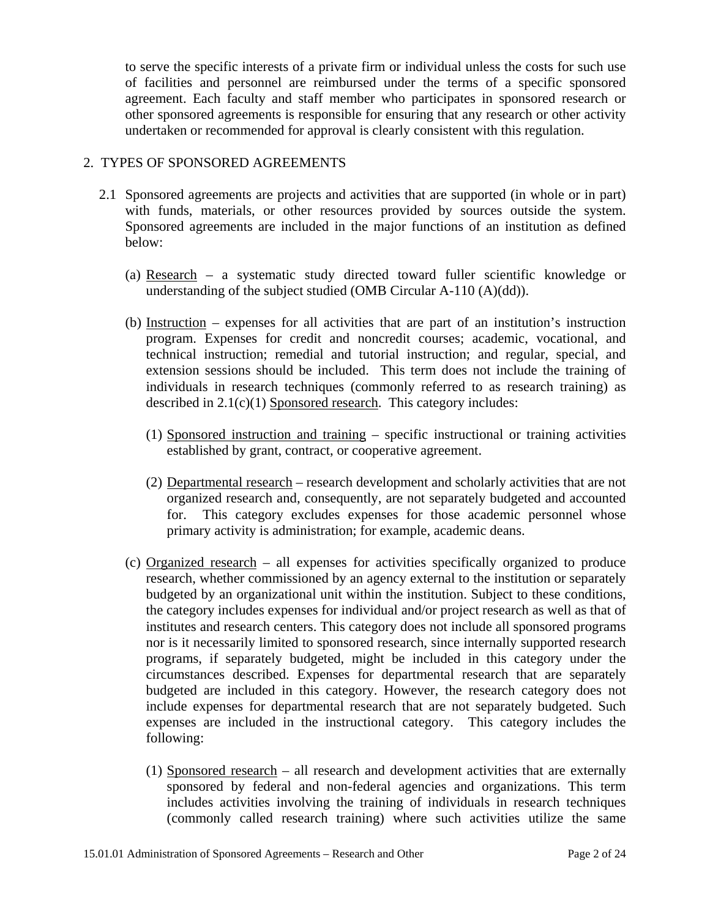to serve the specific interests of a private firm or individual unless the costs for such use of facilities and personnel are reimbursed under the terms of a specific sponsored agreement. Each faculty and staff member who participates in sponsored research or other sponsored agreements is responsible for ensuring that any research or other activity undertaken or recommended for approval is clearly consistent with this regulation.

## 2. TYPES OF SPONSORED AGREEMENTS

2.1 Sponsored agreements are projects and activities that are supported (in whole or in part) with funds, materials, or other resources provided by sources outside the system. Sponsored agreements are included in the major functions of an institution as defined below:

(a) Research – a systematic study directed toward fuller scientific knowledge or understanding of the subject studied (OMB Circular A-110 (A)(dd)).

(b) Instruction – expenses for all activities that are part of an institution's instruction program. Expenses for credit and noncredit courses; academic, vocational, and technical instruction; remedial and tutorial instruction; and regular, special, and extension sessions should be included. This term does not include the training of individuals in research techniques (commonly referred to as research training) as described in 2.1(c)(1) Sponsored research. This category includes:

(1) Sponsored instruction and training – specific instructional or training activities established by grant, contract, or cooperative agreement.

(2) Departmental research – research development and scholarly activities that are not organized research and, consequently, are not separately budgeted and accounted for. This category excludes expenses for those academic personnel whose primary activity is administration; for example, academic deans.

(c) Organized research – all expenses for activities specifically organized to produce research, whether commissioned by an agency external to the institution or separately budgeted by an organizational unit within the institution. Subject to these conditions, the category includes expenses for individual and/or project research as well as that of institutes and research centers. This category does not include all sponsored programs nor is it necessarily limited to sponsored research, since internally supported research programs, if separately budgeted, might be included in this category under the circumstances described. Expenses for departmental research that are separately budgeted are included in this category. However, the research category does not include expenses for departmental research that are not separately budgeted. Such expenses are included in the instructional category. This category includes the following:

(1) Sponsored research – all research and development activities that are externally sponsored by federal and non-federal agencies and organizations. This term includes activities involving the training of individuals in research techniques (commonly called research training) where such activities utilize the same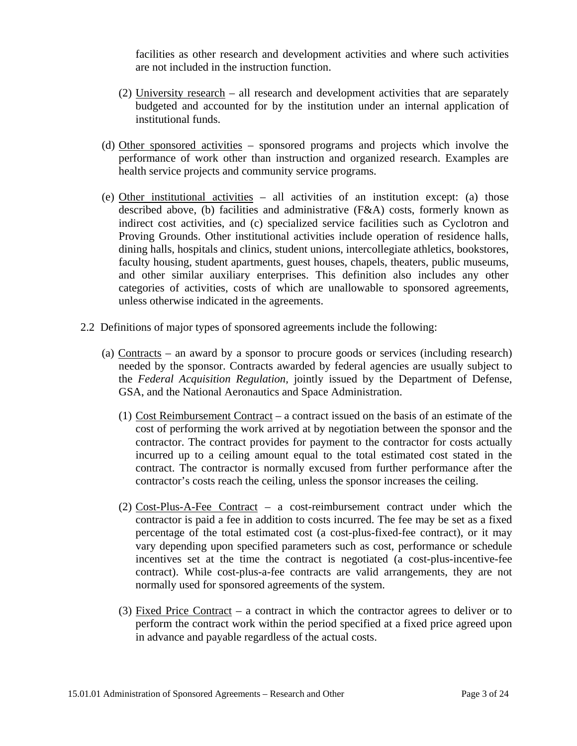facilities as other research and development activities and where such activities are not included in the instruction function.

(2) University research – all research and development activities that are separately budgeted and accounted for by the institution under an internal application of institutional funds.

(d) Other sponsored activities – sponsored programs and projects which involve the performance of work other than instruction and organized research. Examples are health service projects and community service programs.

(e) Other institutional activities – all activities of an institution except: (a) those described above, (b) facilities and administrative (F&A) costs, formerly known as indirect cost activities, and (c) specialized service facilities such as Cyclotron and Proving Grounds. Other institutional activities include operation of residence halls, dining halls, hospitals and clinics, student unions, intercollegiate athletics, bookstores, faculty housing, student apartments, guest houses, chapels, theaters, public museums, and other similar auxiliary enterprises. This definition also includes any other categories of activities, costs of which are unallowable to sponsored agreements, unless otherwise indicated in the agreements.

2.2 Definitions of major types of sponsored agreements include the following:

(a) Contracts – an award by a sponsor to procure goods or services (including research) needed by the sponsor. Contracts awarded by federal agencies are usually subject to the *Federal Acquisition Regulation*, jointly issued by the Department of Defense, GSA, and the National Aeronautics and Space Administration.

(1) Cost Reimbursement Contract – a contract issued on the basis of an estimate of the cost of performing the work arrived at by negotiation between the sponsor and the contractor. The contract provides for payment to the contractor for costs actually incurred up to a ceiling amount equal to the total estimated cost stated in the contract. The contractor is normally excused from further performance after the contractor's costs reach the ceiling, unless the sponsor increases the ceiling.

(2) Cost-Plus-A-Fee Contract – a cost-reimbursement contract under which the contractor is paid a fee in addition to costs incurred. The fee may be set as a fixed percentage of the total estimated cost (a cost-plus-fixed-fee contract), or it may vary depending upon specified parameters such as cost, performance or schedule incentives set at the time the contract is negotiated (a cost-plus-incentive-fee contract). While cost-plus-a-fee contracts are valid arrangements, they are not normally used for sponsored agreements of the system.

(3) Fixed Price Contract – a contract in which the contractor agrees to deliver or to perform the contract work within the period specified at a fixed price agreed upon in advance and payable regardless of the actual costs.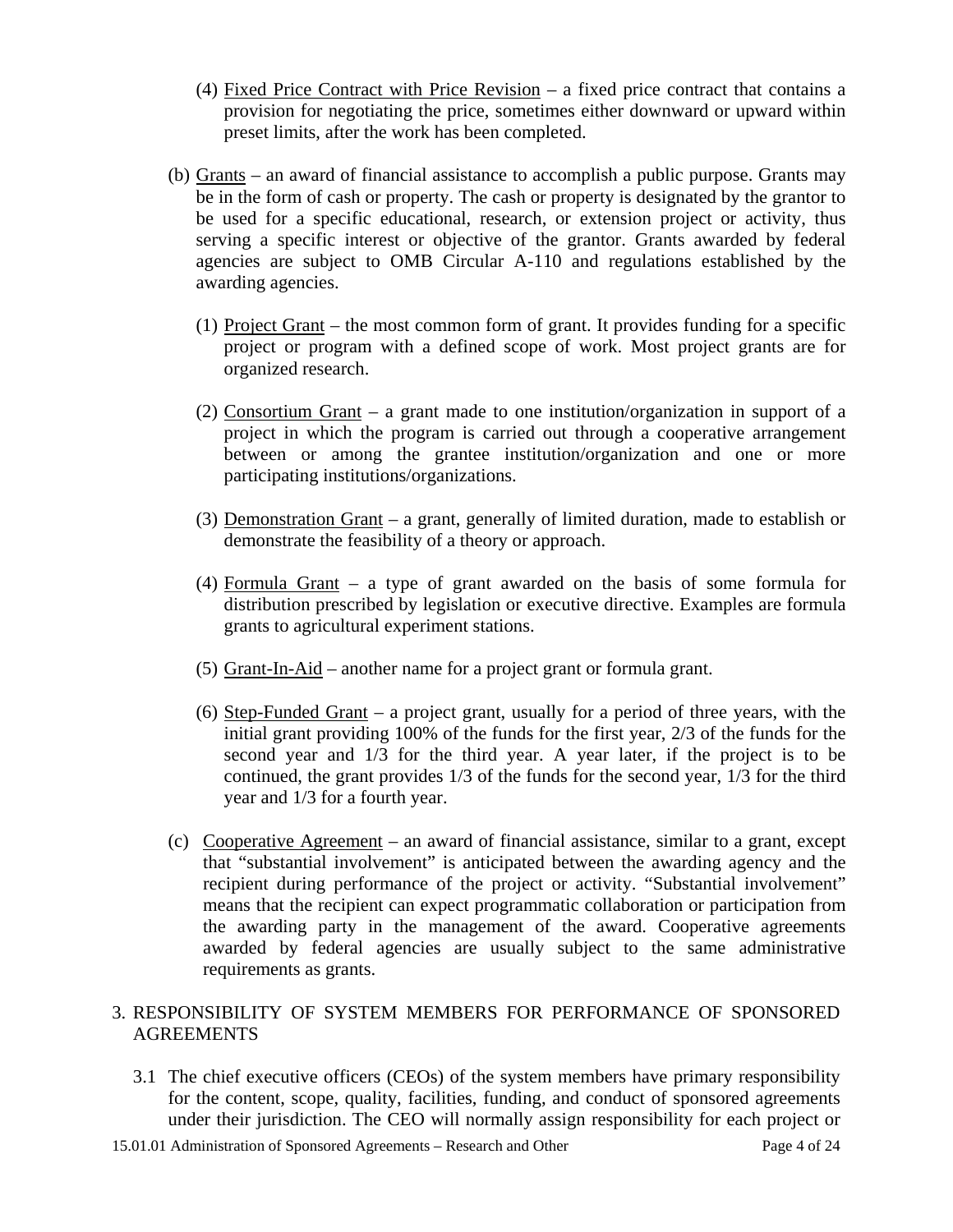(4) Fixed Price Contract with Price Revision – a fixed price contract that contains a provision for negotiating the price, sometimes either downward or upward within preset limits, after the work has been completed.

(b) Grants – an award of financial assistance to accomplish a public purpose. Grants may be in the form of cash or property. The cash or property is designated by the grantor to be used for a specific educational, research, or extension project or activity, thus serving a specific interest or objective of the grantor. Grants awarded by federal agencies are subject to OMB Circular A-110 and regulations established by the awarding agencies.

(1) Project Grant – the most common form of grant. It provides funding for a specific project or program with a defined scope of work. Most project grants are for organized research.

(2) Consortium Grant – a grant made to one institution/organization in support of a project in which the program is carried out through a cooperative arrangement between or among the grantee institution/organization and one or more participating institutions/organizations.

(3) Demonstration Grant – a grant, generally of limited duration, made to establish or demonstrate the feasibility of a theory or approach.

(4) Formula Grant – a type of grant awarded on the basis of some formula for distribution prescribed by legislation or executive directive. Examples are formula grants to agricultural experiment stations.

(5) Grant-In-Aid – another name for a project grant or formula grant.

(6) Step-Funded Grant – a project grant, usually for a period of three years, with the initial grant providing 100% of the funds for the first year, 2/3 of the funds for the second year and 1/3 for the third year. A year later, if the project is to be continued, the grant provides 1/3 of the funds for the second year, 1/3 for the third year and 1/3 for a fourth year.

(c) Cooperative Agreement – an award of financial assistance, similar to a grant, except that "substantial involvement" is anticipated between the awarding agency and the recipient during performance of the project or activity. "Substantial involvement" means that the recipient can expect programmatic collaboration or participation from the awarding party in the management of the award. Cooperative agreements awarded by federal agencies are usually subject to the same administrative requirements as grants.

## 3. RESPONSIBILITY OF SYSTEM MEMBERS FOR PERFORMANCE OF SPONSORED AGREEMENTS

3.1 The chief executive officers (CEOs) of the system members have primary responsibility for the content, scope, quality, facilities, funding, and conduct of sponsored agreements under their jurisdiction. The CEO will normally assign responsibility for each project or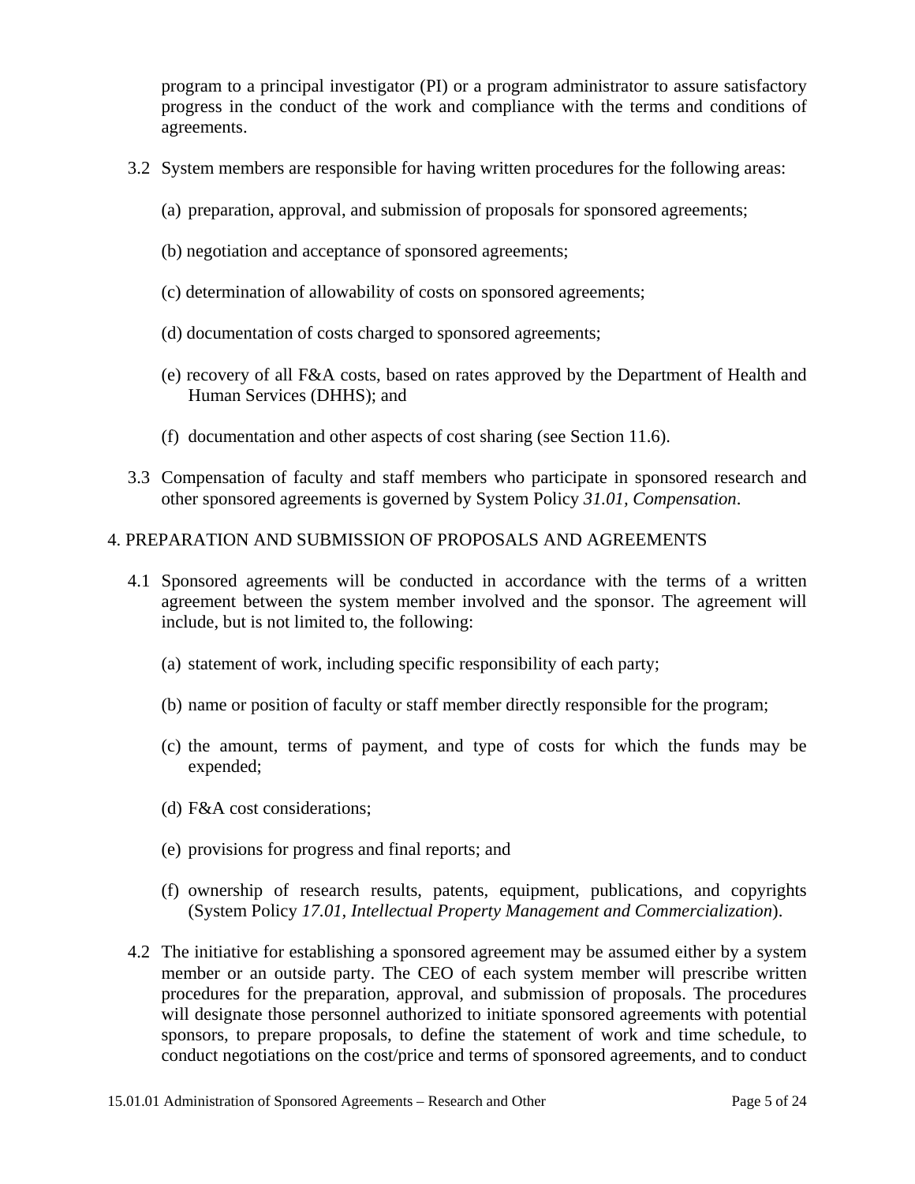program to a principal investigator (PI) or a program administrator to assure satisfactory progress in the conduct of the work and compliance with the terms and conditions of agreements.

3.2 System members are responsible for having written procedures for the following areas:

(a) preparation, approval, and submission of proposals for sponsored agreements;

(b) negotiation and acceptance of sponsored agreements;

(c) determination of allowability of costs on sponsored agreements;

(d) documentation of costs charged to sponsored agreements;

(e) recovery of all F&A costs, based on rates approved by the Department of Health and Human Services (DHHS); and

(f) documentation and other aspects of cost sharing (see Section 11.6).

3.3 Compensation of faculty and staff members who participate in sponsored research and other sponsored agreements is governed by System Policy *31.01, Compensation*.

## 4. PREPARATION AND SUBMISSION OF PROPOSALS AND AGREEMENTS

4.1 Sponsored agreements will be conducted in accordance with the terms of a written agreement between the system member involved and the sponsor. The agreement will include, but is not limited to, the following:

(a) statement of work, including specific responsibility of each party;

(b) name or position of faculty or staff member directly responsible for the program;

(c) the amount, terms of payment, and type of costs for which the funds may be expended;

(d) F&A cost considerations;

(e) provisions for progress and final reports; and

(f) ownership of research results, patents, equipment, publications, and copyrights (System Policy *17.01, Intellectual Property Management and Commercialization*).

4.2 The initiative for establishing a sponsored agreement may be assumed either by a system member or an outside party. The CEO of each system member will prescribe written procedures for the preparation, approval, and submission of proposals. The procedures will designate those personnel authorized to initiate sponsored agreements with potential sponsors, to prepare proposals, to define the statement of work and time schedule, to conduct negotiations on the cost/price and terms of sponsored agreements, and to conduct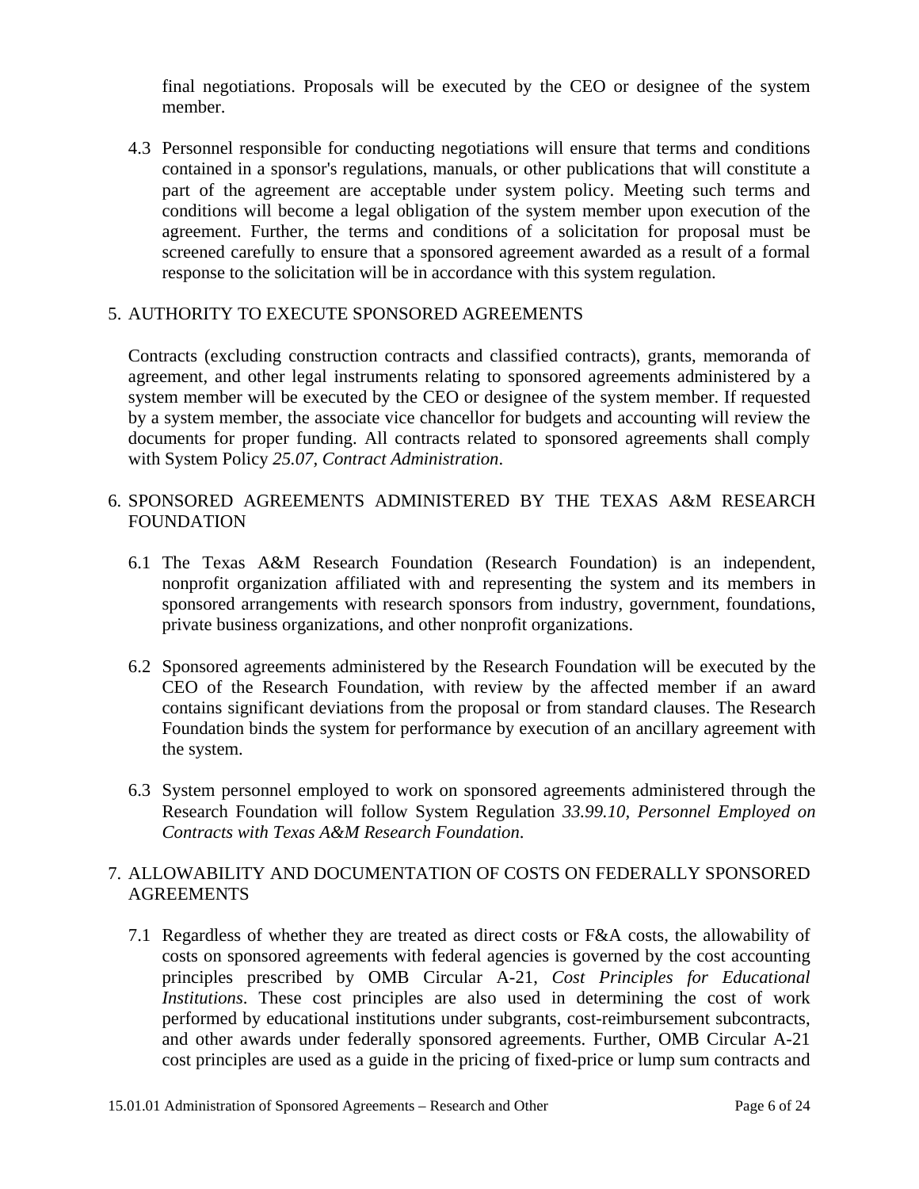final negotiations. Proposals will be executed by the CEO or designee of the system member.

4.3 Personnel responsible for conducting negotiations will ensure that terms and conditions contained in a sponsor's regulations, manuals, or other publications that will constitute a part of the agreement are acceptable under system policy. Meeting such terms and conditions will become a legal obligation of the system member upon execution of the agreement. Further, the terms and conditions of a solicitation for proposal must be screened carefully to ensure that a sponsored agreement awarded as a result of a formal response to the solicitation will be in accordance with this system regulation.

## 5. AUTHORITY TO EXECUTE SPONSORED AGREEMENTS

Contracts (excluding construction contracts and classified contracts), grants, memoranda of agreement, and other legal instruments relating to sponsored agreements administered by a system member will be executed by the CEO or designee of the system member. If requested by a system member, the associate vice chancellor for budgets and accounting will review the documents for proper funding. All contracts related to sponsored agreements shall comply with System Policy *25.07, Contract Administration*.

## 6. SPONSORED AGREEMENTS ADMINISTERED BY THE TEXAS A&M RESEARCH FOUNDATION

6.1 The Texas A&M Research Foundation (Research Foundation) is an independent, nonprofit organization affiliated with and representing the system and its members in sponsored arrangements with research sponsors from industry, government, foundations, private business organizations, and other nonprofit organizations.

6.2 Sponsored agreements administered by the Research Foundation will be executed by the CEO of the Research Foundation, with review by the affected member if an award contains significant deviations from the proposal or from standard clauses. The Research Foundation binds the system for performance by execution of an ancillary agreement with the system.

6.3 System personnel employed to work on sponsored agreements administered through the Research Foundation will follow System Regulation *33.99.10, Personnel Employed on Contracts with Texas A&M Research Foundation*.

## 7. ALLOWABILITY AND DOCUMENTATION OF COSTS ON FEDERALLY SPONSORED AGREEMENTS

7.1 Regardless of whether they are treated as direct costs or F&A costs, the allowability of costs on sponsored agreements with federal agencies is governed by the cost accounting principles prescribed by OMB Circular A-21, *Cost Principles for Educational Institutions*. These cost principles are also used in determining the cost of work performed by educational institutions under subgrants, cost-reimbursement subcontracts, and other awards under federally sponsored agreements. Further, OMB Circular A-21 cost principles are used as a guide in the pricing of fixed-price or lump sum contracts and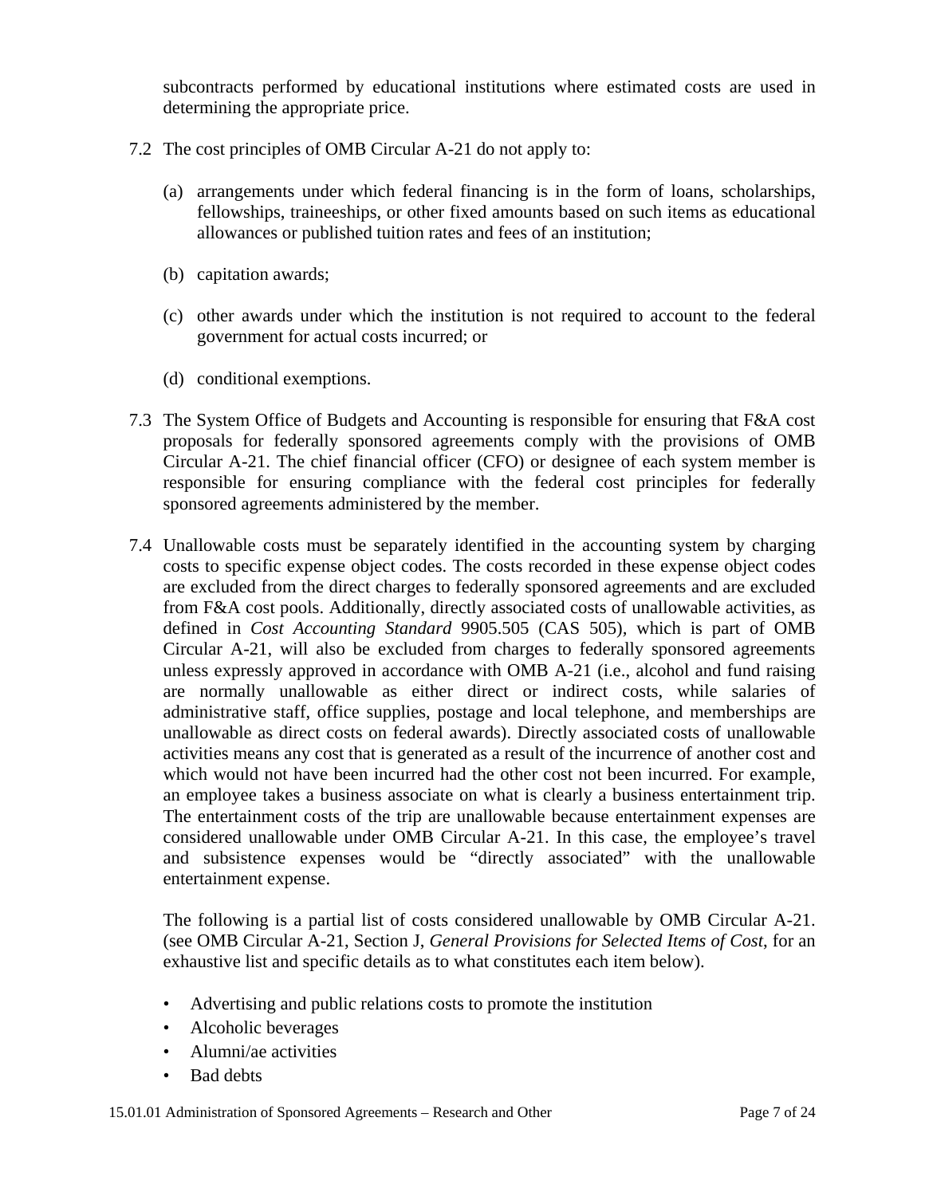subcontracts performed by educational institutions where estimated costs are used in determining the appropriate price.

7.2 The cost principles of OMB Circular A-21 do not apply to:

(a) arrangements under which federal financing is in the form of loans, scholarships, fellowships, traineeships, or other fixed amounts based on such items as educational allowances or published tuition rates and fees of an institution;

(b) capitation awards;

(c) other awards under which the institution is not required to account to the federal government for actual costs incurred; or

(d) conditional exemptions.

7.3 The System Office of Budgets and Accounting is responsible for ensuring that F&A cost proposals for federally sponsored agreements comply with the provisions of OMB Circular A-21. The chief financial officer (CFO) or designee of each system member is responsible for ensuring compliance with the federal cost principles for federally sponsored agreements administered by the member.

7.4 Unallowable costs must be separately identified in the accounting system by charging costs to specific expense object codes. The costs recorded in these expense object codes are excluded from the direct charges to federally sponsored agreements and are excluded from F&A cost pools. Additionally, directly associated costs of unallowable activities, as defined in *Cost Accounting Standard* 9905.505 (CAS 505), which is part of OMB Circular A-21, will also be excluded from charges to federally sponsored agreements unless expressly approved in accordance with OMB A-21 (i.e., alcohol and fund raising are normally unallowable as either direct or indirect costs, while salaries of administrative staff, office supplies, postage and local telephone, and memberships are unallowable as direct costs on federal awards). Directly associated costs of unallowable activities means any cost that is generated as a result of the incurrence of another cost and which would not have been incurred had the other cost not been incurred. For example, an employee takes a business associate on what is clearly a business entertainment trip. The entertainment costs of the trip are unallowable because entertainment expenses are considered unallowable under OMB Circular A-21. In this case, the employee's travel and subsistence expenses would be "directly associated" with the unallowable entertainment expense.

The following is a partial list of costs considered unallowable by OMB Circular A-21. (see OMB Circular A-21, Section J, *General Provisions for Selected Items of Cost*, for an exhaustive list and specific details as to what constitutes each item below).

- Advertising and public relations costs to promote the institution
- Alcoholic beverages
- Alumni/ae activities
- Bad debts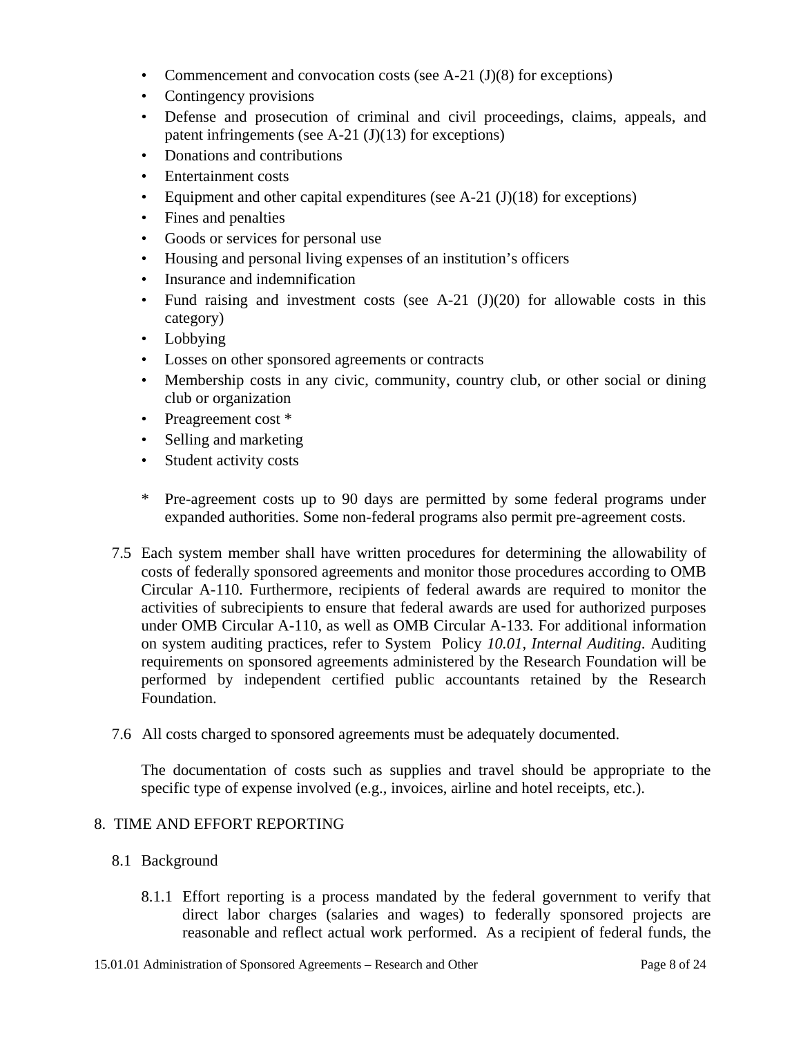- Commencement and convocation costs (see A-21 (J)(8) for exceptions)
- Contingency provisions
- Defense and prosecution of criminal and civil proceedings, claims, appeals, and patent infringements (see A-21 (J)(13) for exceptions)
- Donations and contributions
- Entertainment costs
- Equipment and other capital expenditures (see A-21 (J)(18) for exceptions)
- Fines and penalties
- Goods or services for personal use
- Housing and personal living expenses of an institution's officers
- Insurance and indemnification
- Fund raising and investment costs (see A-21 (J)(20) for allowable costs in this category)
- Lobbying
- Losses on other sponsored agreements or contracts
- Membership costs in any civic, community, country club, or other social or dining club or organization
- Preagreement cost *
- Selling and marketing
- Student activity costs

\* Pre-agreement costs up to 90 days are permitted by some federal programs under expanded authorities. Some non-federal programs also permit pre-agreement costs.

7.5 Each system member shall have written procedures for determining the allowability of costs of federally sponsored agreements and monitor those procedures according to OMB Circular A-110. Furthermore, recipients of federal awards are required to monitor the activities of subrecipients to ensure that federal awards are used for authorized purposes under OMB Circular A-110, as well as OMB Circular A-133. For additional information on system auditing practices, refer to System Policy *10.01, Internal Auditing*. Auditing requirements on sponsored agreements administered by the Research Foundation will be performed by independent certified public accountants retained by the Research Foundation.

7.6 All costs charged to sponsored agreements must be adequately documented.

The documentation of costs such as supplies and travel should be appropriate to the specific type of expense involved (e.g., invoices, airline and hotel receipts, etc.).

## 8. TIME AND EFFORT REPORTING

### 8.1 Background

8.1.1 Effort reporting is a process mandated by the federal government to verify that direct labor charges (salaries and wages) to federally sponsored projects are reasonable and reflect actual work performed. As a recipient of federal funds, the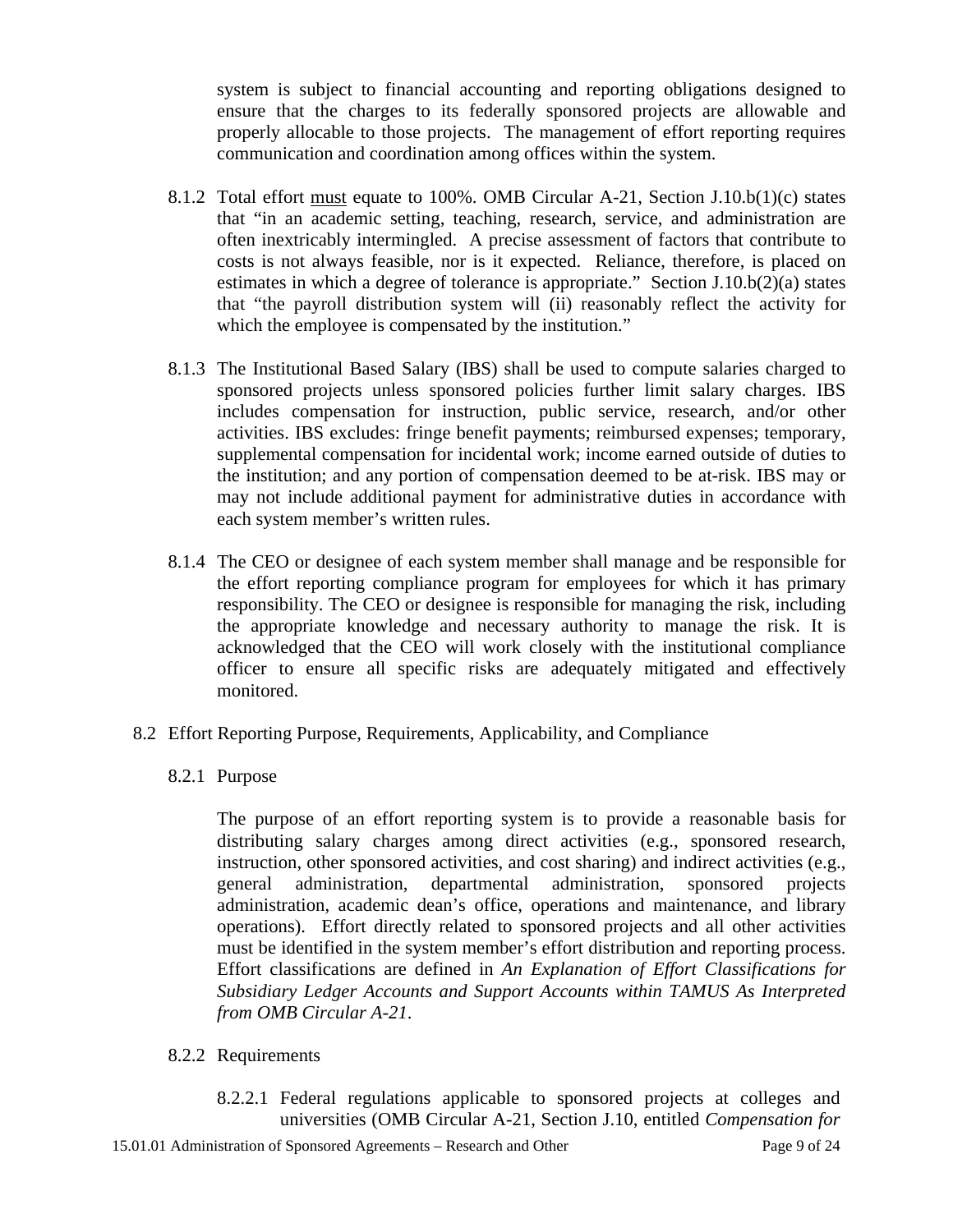system is subject to financial accounting and reporting obligations designed to ensure that the charges to its federally sponsored projects are allowable and properly allocable to those projects. The management of effort reporting requires communication and coordination among offices within the system.

8.1.2 Total effort <u>must</u> equate to 100%. OMB Circular A-21, Section J.10.b(1)(c) states that "in an academic setting, teaching, research, service, and administration are often inextricably intermingled. A precise assessment of factors that contribute to costs is not always feasible, nor is it expected. Reliance, therefore, is placed on estimates in which a degree of tolerance is appropriate." Section J.10.b(2)(a) states that "the payroll distribution system will (ii) reasonably reflect the activity for which the employee is compensated by the institution."

8.1.3 The Institutional Based Salary (IBS) shall be used to compute salaries charged to sponsored projects unless sponsored policies further limit salary charges. IBS includes compensation for instruction, public service, research, and/or other activities. IBS excludes: fringe benefit payments; reimbursed expenses; temporary, supplemental compensation for incidental work; income earned outside of duties to the institution; and any portion of compensation deemed to be at-risk. IBS may or may not include additional payment for administrative duties in accordance with each system member's written rules.

8.1.4 The CEO or designee of each system member shall manage and be responsible for the effort reporting compliance program for employees for which it has primary responsibility. The CEO or designee is responsible for managing the risk, including the appropriate knowledge and necessary authority to manage the risk. It is acknowledged that the CEO will work closely with the institutional compliance officer to ensure all specific risks are adequately mitigated and effectively monitored.

8.2 Effort Reporting Purpose, Requirements, Applicability, and Compliance

8.2.1 Purpose

The purpose of an effort reporting system is to provide a reasonable basis for distributing salary charges among direct activities (e.g., sponsored research, instruction, other sponsored activities, and cost sharing) and indirect activities (e.g., general administration, departmental administration, sponsored projects administration, academic dean's office, operations and maintenance, and library operations). Effort directly related to sponsored projects and all other activities must be identified in the system member's effort distribution and reporting process. Effort classifications are defined in *An Explanation of Effort Classifications for Subsidiary Ledger Accounts and Support Accounts within TAMUS As Interpreted from OMB Circular A-21.*

8.2.2 Requirements

8.2.2.1 Federal regulations applicable to sponsored projects at colleges and universities (OMB Circular A-21, Section J.10, entitled *Compensation for*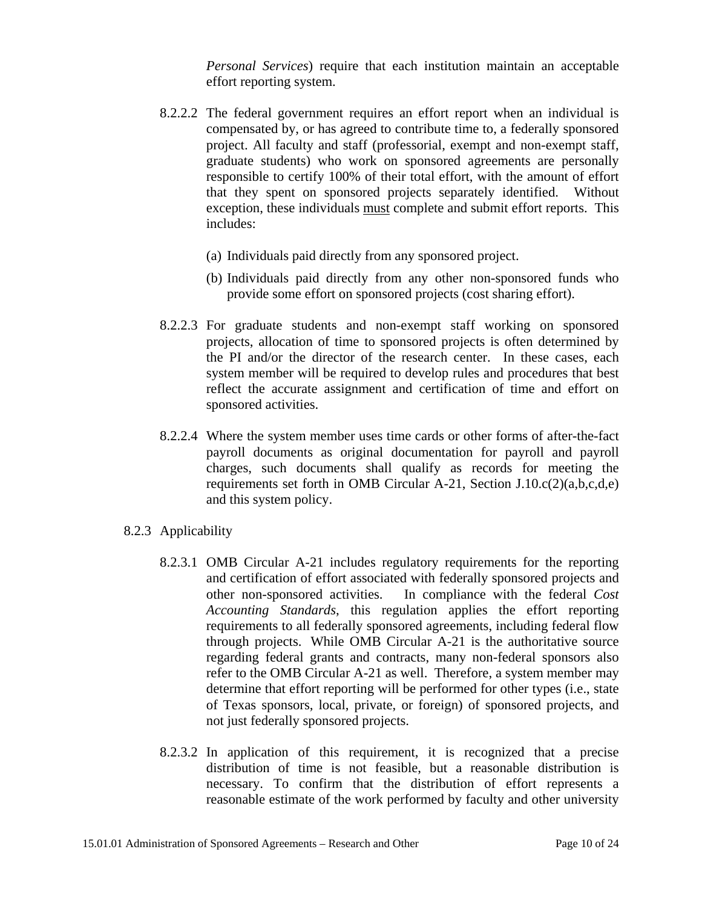*Personal Services*) require that each institution maintain an acceptable effort reporting system.

8.2.2.2 The federal government requires an effort report when an individual is compensated by, or has agreed to contribute time to, a federally sponsored project. All faculty and staff (professorial, exempt and non-exempt staff, graduate students) who work on sponsored agreements are personally responsible to certify 100% of their total effort, with the amount of effort that they spent on sponsored projects separately identified. Without exception, these individuals <u>must</u> complete and submit effort reports. This includes:

(a) Individuals paid directly from any sponsored project.

(b) Individuals paid directly from any other non-sponsored funds who provide some effort on sponsored projects (cost sharing effort).

8.2.2.3 For graduate students and non-exempt staff working on sponsored projects, allocation of time to sponsored projects is often determined by the PI and/or the director of the research center. In these cases, each system member will be required to develop rules and procedures that best reflect the accurate assignment and certification of time and effort on sponsored activities.

8.2.2.4 Where the system member uses time cards or other forms of after-the-fact payroll documents as original documentation for payroll and payroll charges, such documents shall qualify as records for meeting the requirements set forth in OMB Circular A-21, Section J.10.c(2)(a,b,c,d,e) and this system policy.

8.2.3 Applicability

8.2.3.1 OMB Circular A-21 includes regulatory requirements for the reporting and certification of effort associated with federally sponsored projects and other non-sponsored activities. In compliance with the federal *Cost Accounting Standards*, this regulation applies the effort reporting requirements to all federally sponsored agreements, including federal flow through projects. While OMB Circular A-21 is the authoritative source regarding federal grants and contracts, many non-federal sponsors also refer to the OMB Circular A-21 as well. Therefore, a system member may determine that effort reporting will be performed for other types (i.e., state of Texas sponsors, local, private, or foreign) of sponsored projects, and not just federally sponsored projects.

8.2.3.2 In application of this requirement, it is recognized that a precise distribution of time is not feasible, but a reasonable distribution is necessary. To confirm that the distribution of effort represents a reasonable estimate of the work performed by faculty and other university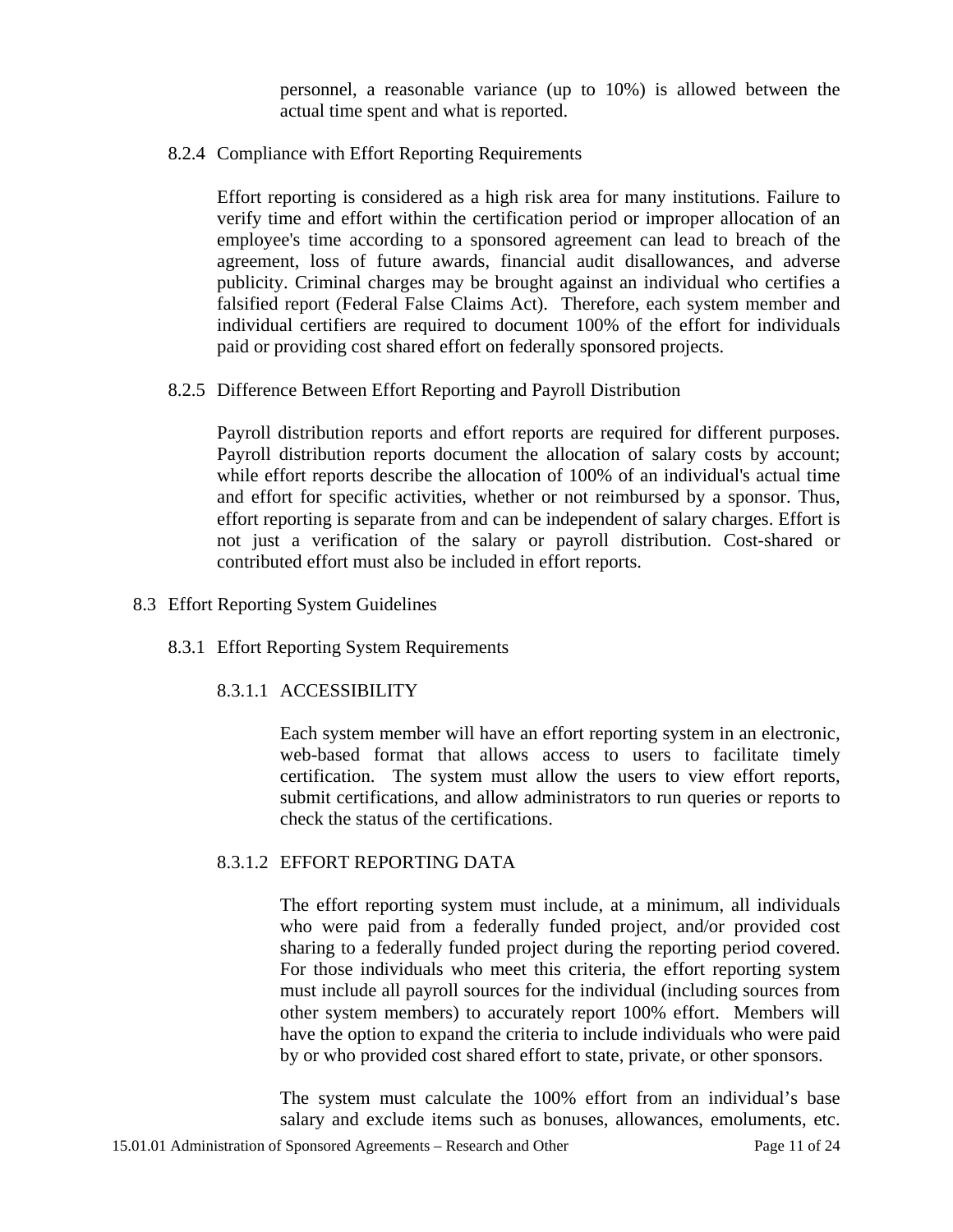personnel, a reasonable variance (up to 10%) is allowed between the actual time spent and what is reported.

### 8.2.4 Compliance with Effort Reporting Requirements

Effort reporting is considered as a high risk area for many institutions. Failure to verify time and effort within the certification period or improper allocation of an employee's time according to a sponsored agreement can lead to breach of the agreement, loss of future awards, financial audit disallowances, and adverse publicity. Criminal charges may be brought against an individual who certifies a falsified report (Federal False Claims Act). Therefore, each system member and individual certifiers are required to document 100% of the effort for individuals paid or providing cost shared effort on federally sponsored projects.

### 8.2.5 Difference Between Effort Reporting and Payroll Distribution

Payroll distribution reports and effort reports are required for different purposes. Payroll distribution reports document the allocation of salary costs by account; while effort reports describe the allocation of 100% of an individual's actual time and effort for specific activities, whether or not reimbursed by a sponsor. Thus, effort reporting is separate from and can be independent of salary charges. Effort is not just a verification of the salary or payroll distribution. Cost-shared or contributed effort must also be included in effort reports.

## 8.3 Effort Reporting System Guidelines

### 8.3.1 Effort Reporting System Requirements

#### 8.3.1.1 ACCESSIBILITY

Each system member will have an effort reporting system in an electronic, web-based format that allows access to users to facilitate timely certification. The system must allow the users to view effort reports, submit certifications, and allow administrators to run queries or reports to check the status of the certifications.

#### 8.3.1.2 EFFORT REPORTING DATA

The effort reporting system must include, at a minimum, all individuals who were paid from a federally funded project, and/or provided cost sharing to a federally funded project during the reporting period covered. For those individuals who meet this criteria, the effort reporting system must include all payroll sources for the individual (including sources from other system members) to accurately report 100% effort. Members will have the option to expand the criteria to include individuals who were paid by or who provided cost shared effort to state, private, or other sponsors.

The system must calculate the 100% effort from an individual's base salary and exclude items such as bonuses, allowances, emoluments, etc.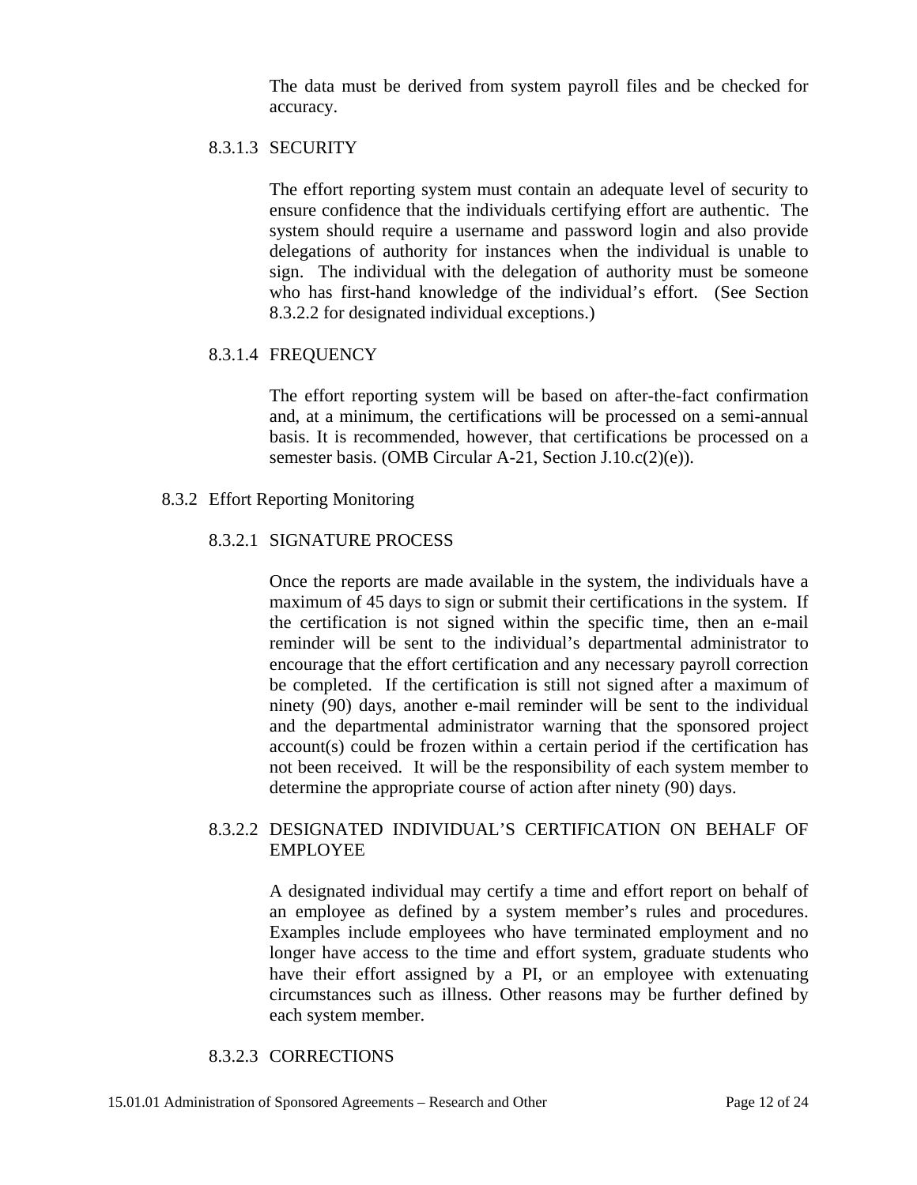The data must be derived from system payroll files and be checked for accuracy.

#### 8.3.1.3 SECURITY

The effort reporting system must contain an adequate level of security to ensure confidence that the individuals certifying effort are authentic. The system should require a username and password login and also provide delegations of authority for instances when the individual is unable to sign. The individual with the delegation of authority must be someone who has first-hand knowledge of the individual's effort. (See Section 8.3.2.2 for designated individual exceptions.)

#### 8.3.1.4 FREQUENCY

The effort reporting system will be based on after-the-fact confirmation and, at a minimum, the certifications will be processed on a semi-annual basis. It is recommended, however, that certifications be processed on a semester basis. (OMB Circular A-21, Section J.10.c(2)(e)).

### 8.3.2 Effort Reporting Monitoring

#### 8.3.2.1 SIGNATURE PROCESS

Once the reports are made available in the system, the individuals have a maximum of 45 days to sign or submit their certifications in the system. If the certification is not signed within the specific time, then an e-mail reminder will be sent to the individual's departmental administrator to encourage that the effort certification and any necessary payroll correction be completed. If the certification is still not signed after a maximum of ninety (90) days, another e-mail reminder will be sent to the individual and the departmental administrator warning that the sponsored project account(s) could be frozen within a certain period if the certification has not been received. It will be the responsibility of each system member to determine the appropriate course of action after ninety (90) days.

#### 8.3.2.2 DESIGNATED INDIVIDUAL'S CERTIFICATION ON BEHALF OF EMPLOYEE

A designated individual may certify a time and effort report on behalf of an employee as defined by a system member's rules and procedures. Examples include employees who have terminated employment and no longer have access to the time and effort system, graduate students who have their effort assigned by a PI, or an employee with extenuating circumstances such as illness. Other reasons may be further defined by each system member.

#### 8.3.2.3 CORRECTIONS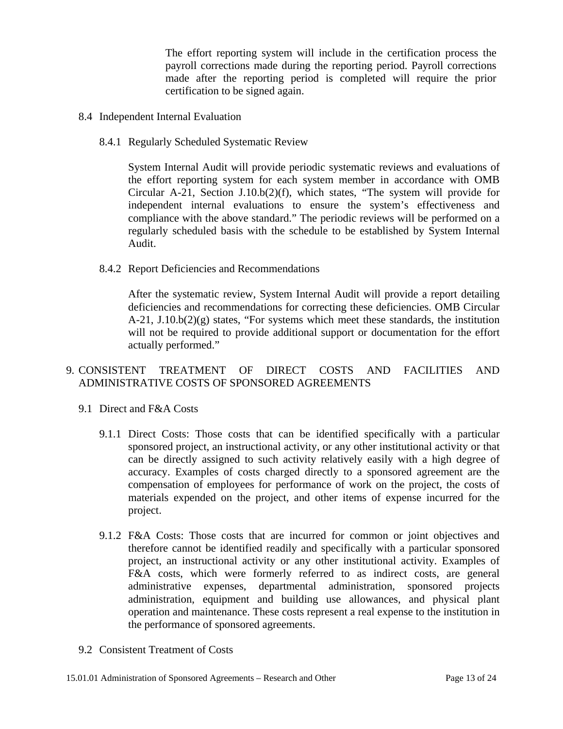The effort reporting system will include in the certification process the payroll corrections made during the reporting period. Payroll corrections made after the reporting period is completed will require the prior certification to be signed again.

### 8.4 Independent Internal Evaluation

#### 8.4.1 Regularly Scheduled Systematic Review

System Internal Audit will provide periodic systematic reviews and evaluations of the effort reporting system for each system member in accordance with OMB Circular A-21, Section J.10.b(2)(f), which states, "The system will provide for independent internal evaluations to ensure the system's effectiveness and compliance with the above standard." The periodic reviews will be performed on a regularly scheduled basis with the schedule to be established by System Internal Audit.

#### 8.4.2 Report Deficiencies and Recommendations

After the systematic review, System Internal Audit will provide a report detailing deficiencies and recommendations for correcting these deficiencies. OMB Circular A-21, J.10.b(2)(g) states, "For systems which meet these standards, the institution will not be required to provide additional support or documentation for the effort actually performed."

## 9. CONSISTENT TREATMENT OF DIRECT COSTS AND FACILITIES AND ADMINISTRATIVE COSTS OF SPONSORED AGREEMENTS

### 9.1 Direct and F&A Costs

9.1.1 Direct Costs: Those costs that can be identified specifically with a particular sponsored project, an instructional activity, or any other institutional activity or that can be directly assigned to such activity relatively easily with a high degree of accuracy. Examples of costs charged directly to a sponsored agreement are the compensation of employees for performance of work on the project, the costs of materials expended on the project, and other items of expense incurred for the project.

9.1.2 F&A Costs: Those costs that are incurred for common or joint objectives and therefore cannot be identified readily and specifically with a particular sponsored project, an instructional activity or any other institutional activity. Examples of F&A costs, which were formerly referred to as indirect costs, are general administrative expenses, departmental administration, sponsored projects administration, equipment and building use allowances, and physical plant operation and maintenance. These costs represent a real expense to the institution in the performance of sponsored agreements.

### 9.2 Consistent Treatment of Costs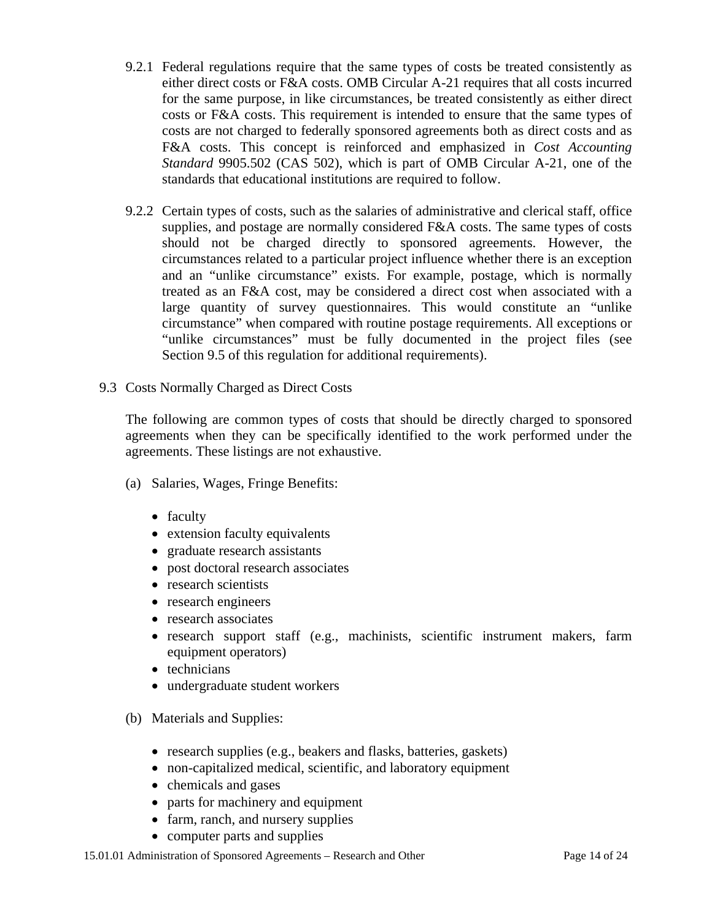9.2.1 Federal regulations require that the same types of costs be treated consistently as either direct costs or F&A costs. OMB Circular A-21 requires that all costs incurred for the same purpose, in like circumstances, be treated consistently as either direct costs or F&A costs. This requirement is intended to ensure that the same types of costs are not charged to federally sponsored agreements both as direct costs and as F&A costs. This concept is reinforced and emphasized in *Cost Accounting Standard* 9905.502 (CAS 502), which is part of OMB Circular A-21, one of the standards that educational institutions are required to follow.

9.2.2 Certain types of costs, such as the salaries of administrative and clerical staff, office supplies, and postage are normally considered F&A costs. The same types of costs should not be charged directly to sponsored agreements. However, the circumstances related to a particular project influence whether there is an exception and an "unlike circumstance" exists. For example, postage, which is normally treated as an F&A cost, may be considered a direct cost when associated with a large quantity of survey questionnaires. This would constitute an "unlike circumstance" when compared with routine postage requirements. All exceptions or "unlike circumstances" must be fully documented in the project files (see Section 9.5 of this regulation for additional requirements).

## 9.3 Costs Normally Charged as Direct Costs

The following are common types of costs that should be directly charged to sponsored agreements when they can be specifically identified to the work performed under the agreements. These listings are not exhaustive.

(a) Salaries, Wages, Fringe Benefits:

- faculty
- extension faculty equivalents
- graduate research assistants
- post doctoral research associates
- research scientists
- research engineers
- research associates
- research support staff (e.g., machinists, scientific instrument makers, farm equipment operators)
- technicians
- undergraduate student workers

(b) Materials and Supplies:

- research supplies (e.g., beakers and flasks, batteries, gaskets)
- non-capitalized medical, scientific, and laboratory equipment
- chemicals and gases
- parts for machinery and equipment
- farm, ranch, and nursery supplies
- computer parts and supplies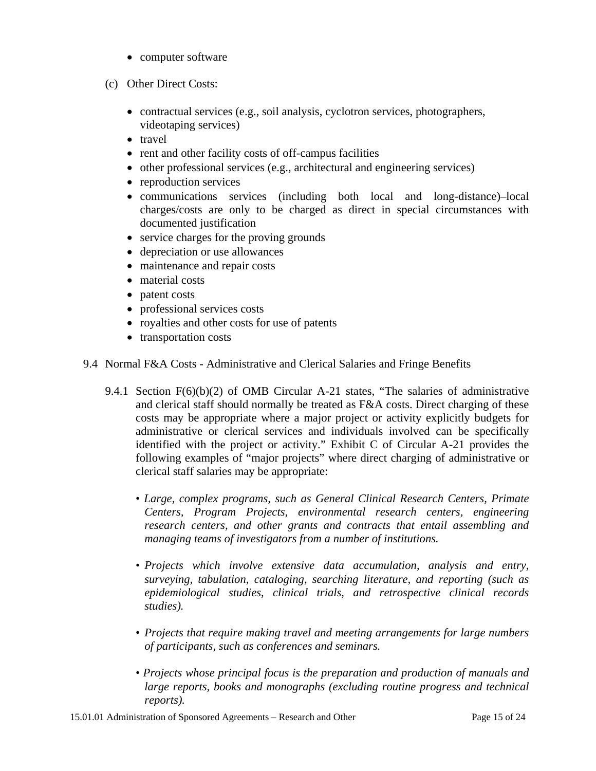- computer software

(c) Other Direct Costs:

- contractual services (e.g., soil analysis, cyclotron services, photographers, videotaping services)
- travel
- rent and other facility costs of off-campus facilities
- other professional services (e.g., architectural and engineering services)
- reproduction services
- communications services (including both local and long-distance)–local charges/costs are only to be charged as direct in special circumstances with documented justification
- service charges for the proving grounds
- depreciation or use allowances
- maintenance and repair costs
- material costs
- patent costs
- professional services costs
- royalties and other costs for use of patents
- transportation costs

9.4 Normal F&A Costs - Administrative and Clerical Salaries and Fringe Benefits

9.4.1 Section F(6)(b)(2) of OMB Circular A-21 states, "The salaries of administrative and clerical staff should normally be treated as F&A costs. Direct charging of these costs may be appropriate where a major project or activity explicitly budgets for administrative or clerical services and individuals involved can be specifically identified with the project or activity." Exhibit C of Circular A-21 provides the following examples of "major projects" where direct charging of administrative or clerical staff salaries may be appropriate:

- *Large, complex programs, such as General Clinical Research Centers, Primate Centers, Program Projects, environmental research centers, engineering research centers, and other grants and contracts that entail assembling and managing teams of investigators from a number of institutions.*

- *Projects which involve extensive data accumulation, analysis and entry, surveying, tabulation, cataloging, searching literature, and reporting (such as epidemiological studies, clinical trials, and retrospective clinical records studies).*

- *Projects that require making travel and meeting arrangements for large numbers of participants, such as conferences and seminars.*

- *Projects whose principal focus is the preparation and production of manuals and large reports, books and monographs (excluding routine progress and technical reports).*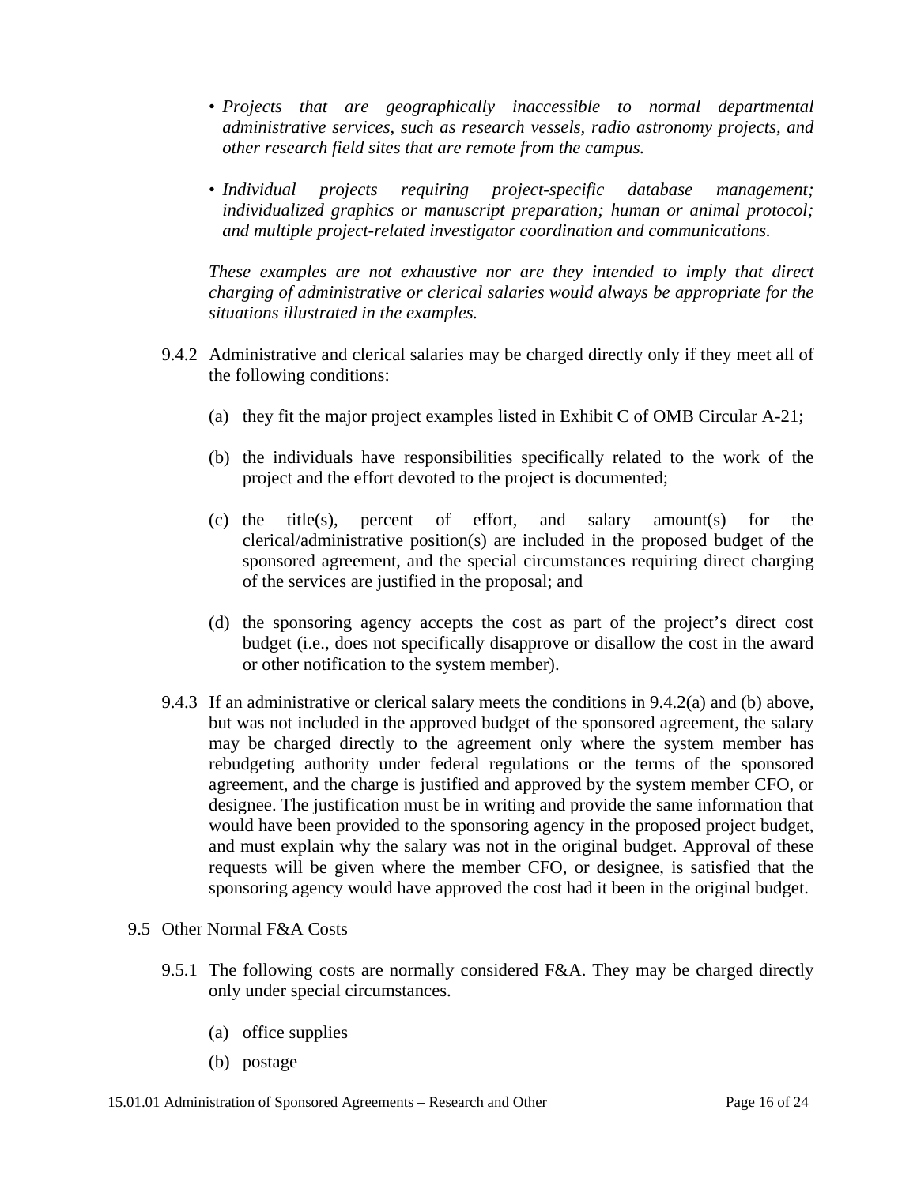- *Projects that are geographically inaccessible to normal departmental administrative services, such as research vessels, radio astronomy projects, and other research field sites that are remote from the campus.*

- *Individual projects requiring project-specific database management; individualized graphics or manuscript preparation; human or animal protocol; and multiple project-related investigator coordination and communications.*

*These examples are not exhaustive nor are they intended to imply that direct charging of administrative or clerical salaries would always be appropriate for the situations illustrated in the examples.*

9.4.2 Administrative and clerical salaries may be charged directly only if they meet all of the following conditions:

(a) they fit the major project examples listed in Exhibit C of OMB Circular A-21;

(b) the individuals have responsibilities specifically related to the work of the project and the effort devoted to the project is documented;

(c) the title(s), percent of effort, and salary amount(s) for the clerical/administrative position(s) are included in the proposed budget of the sponsored agreement, and the special circumstances requiring direct charging of the services are justified in the proposal; and

(d) the sponsoring agency accepts the cost as part of the project's direct cost budget (i.e., does not specifically disapprove or disallow the cost in the award or other notification to the system member).

9.4.3 If an administrative or clerical salary meets the conditions in 9.4.2(a) and (b) above, but was not included in the approved budget of the sponsored agreement, the salary may be charged directly to the agreement only where the system member has rebudgeting authority under federal regulations or the terms of the sponsored agreement, and the charge is justified and approved by the system member CFO, or designee. The justification must be in writing and provide the same information that would have been provided to the sponsoring agency in the proposed project budget, and must explain why the salary was not in the original budget. Approval of these requests will be given where the member CFO, or designee, is satisfied that the sponsoring agency would have approved the cost had it been in the original budget.

9.5 Other Normal F&A Costs

9.5.1 The following costs are normally considered F&A. They may be charged directly only under special circumstances.

(a) office supplies

(b) postage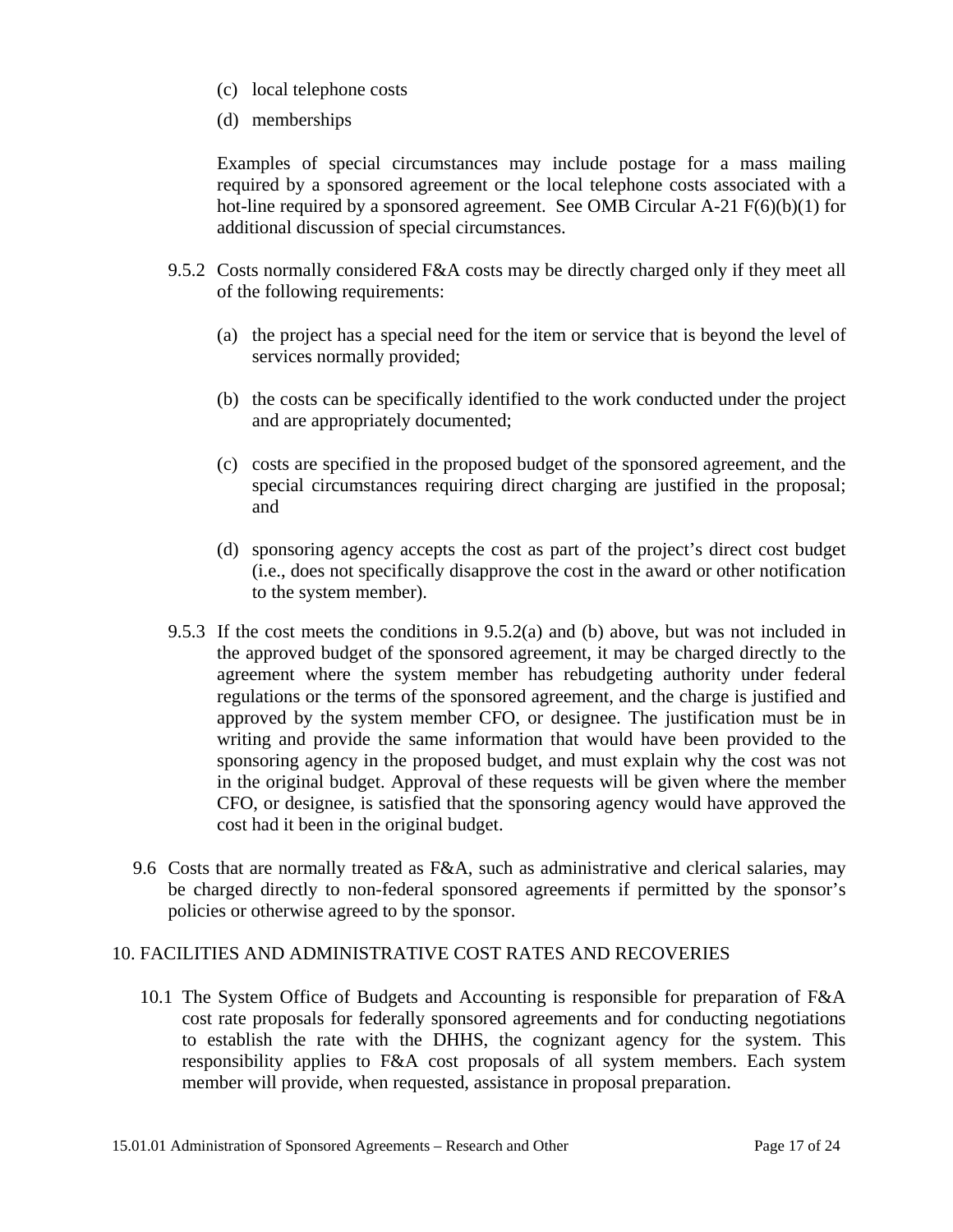(c) local telephone costs

(d) memberships

Examples of special circumstances may include postage for a mass mailing required by a sponsored agreement or the local telephone costs associated with a hot-line required by a sponsored agreement. See OMB Circular A-21 F(6)(b)(1) for additional discussion of special circumstances.

9.5.2 Costs normally considered F&A costs may be directly charged only if they meet all of the following requirements:

(a) the project has a special need for the item or service that is beyond the level of services normally provided;

(b) the costs can be specifically identified to the work conducted under the project and are appropriately documented;

(c) costs are specified in the proposed budget of the sponsored agreement, and the special circumstances requiring direct charging are justified in the proposal; and

(d) sponsoring agency accepts the cost as part of the project's direct cost budget (i.e., does not specifically disapprove the cost in the award or other notification to the system member).

9.5.3 If the cost meets the conditions in 9.5.2(a) and (b) above, but was not included in the approved budget of the sponsored agreement, it may be charged directly to the agreement where the system member has rebudgeting authority under federal regulations or the terms of the sponsored agreement, and the charge is justified and approved by the system member CFO, or designee. The justification must be in writing and provide the same information that would have been provided to the sponsoring agency in the proposed budget, and must explain why the cost was not in the original budget. Approval of these requests will be given where the member CFO, or designee, is satisfied that the sponsoring agency would have approved the cost had it been in the original budget.

9.6 Costs that are normally treated as F&A, such as administrative and clerical salaries, may be charged directly to non-federal sponsored agreements if permitted by the sponsor's policies or otherwise agreed to by the sponsor.

## 10. FACILITIES AND ADMINISTRATIVE COST RATES AND RECOVERIES

10.1 The System Office of Budgets and Accounting is responsible for preparation of F&A cost rate proposals for federally sponsored agreements and for conducting negotiations to establish the rate with the DHHS, the cognizant agency for the system. This responsibility applies to F&A cost proposals of all system members. Each system member will provide, when requested, assistance in proposal preparation.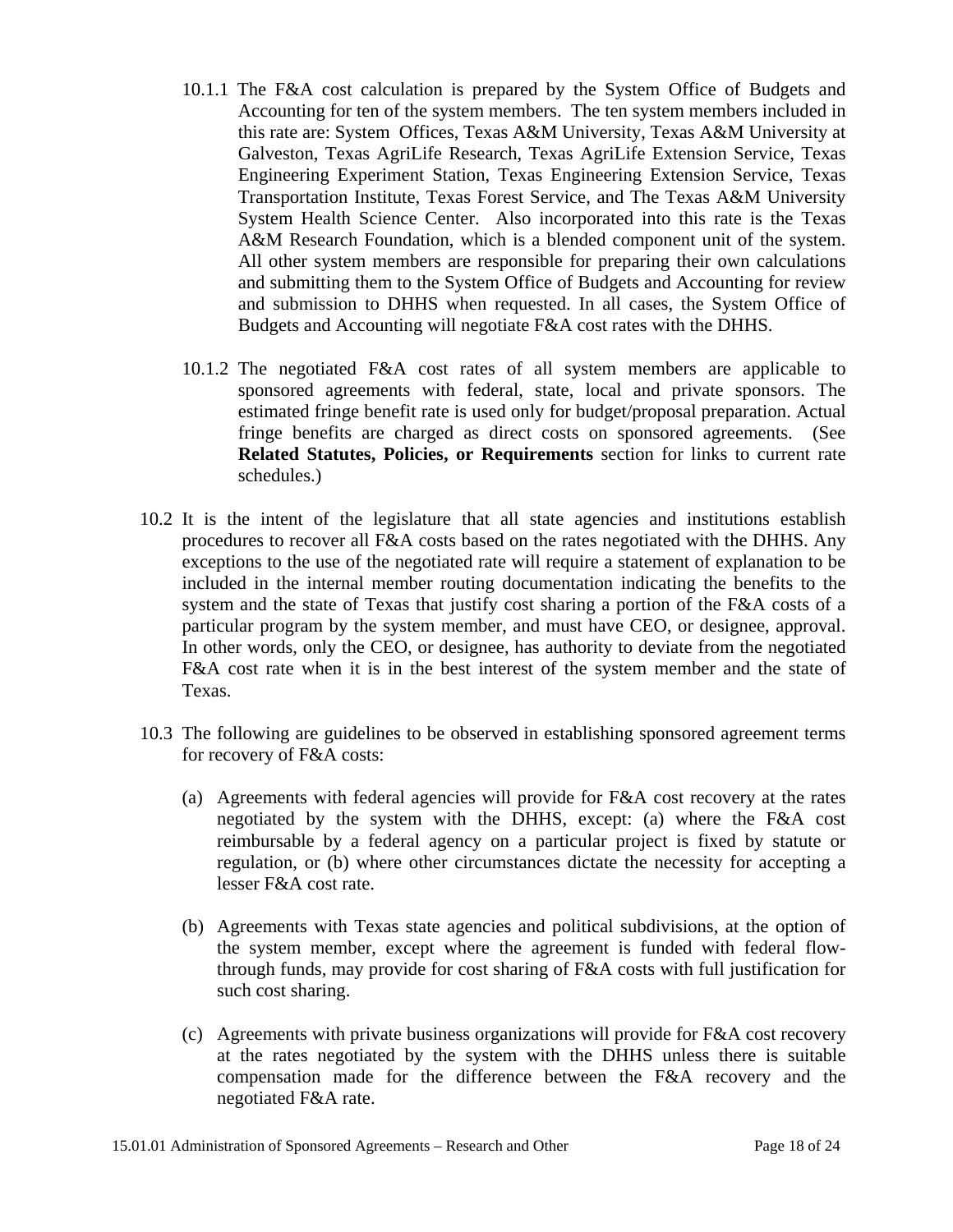10.1.1 The F&A cost calculation is prepared by the System Office of Budgets and Accounting for ten of the system members. The ten system members included in this rate are: System Offices, Texas A&M University, Texas A&M University at Galveston, Texas AgriLife Research, Texas AgriLife Extension Service, Texas Engineering Experiment Station, Texas Engineering Extension Service, Texas Transportation Institute, Texas Forest Service, and The Texas A&M University System Health Science Center. Also incorporated into this rate is the Texas A&M Research Foundation, which is a blended component unit of the system. All other system members are responsible for preparing their own calculations and submitting them to the System Office of Budgets and Accounting for review and submission to DHHS when requested. In all cases, the System Office of Budgets and Accounting will negotiate F&A cost rates with the DHHS.

10.1.2 The negotiated F&A cost rates of all system members are applicable to sponsored agreements with federal, state, local and private sponsors. The estimated fringe benefit rate is used only for budget/proposal preparation. Actual fringe benefits are charged as direct costs on sponsored agreements. (See **Related Statutes, Policies, or Requirements** section for links to current rate schedules.)

10.2 It is the intent of the legislature that all state agencies and institutions establish procedures to recover all F&A costs based on the rates negotiated with the DHHS. Any exceptions to the use of the negotiated rate will require a statement of explanation to be included in the internal member routing documentation indicating the benefits to the system and the state of Texas that justify cost sharing a portion of the F&A costs of a particular program by the system member, and must have CEO, or designee, approval. In other words, only the CEO, or designee, has authority to deviate from the negotiated F&A cost rate when it is in the best interest of the system member and the state of Texas.

10.3 The following are guidelines to be observed in establishing sponsored agreement terms for recovery of F&A costs:

(a) Agreements with federal agencies will provide for F&A cost recovery at the rates negotiated by the system with the DHHS, except: (a) where the F&A cost reimbursable by a federal agency on a particular project is fixed by statute or regulation, or (b) where other circumstances dictate the necessity for accepting a lesser F&A cost rate.

(b) Agreements with Texas state agencies and political subdivisions, at the option of the system member, except where the agreement is funded with federal flow-through funds, may provide for cost sharing of F&A costs with full justification for such cost sharing.

(c) Agreements with private business organizations will provide for F&A cost recovery at the rates negotiated by the system with the DHHS unless there is suitable compensation made for the difference between the F&A recovery and the negotiated F&A rate.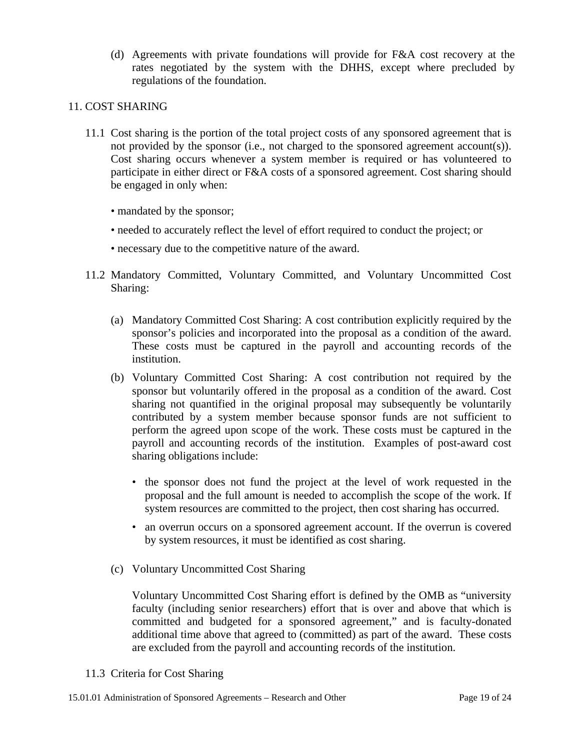(d) Agreements with private foundations will provide for F&A cost recovery at the rates negotiated by the system with the DHHS, except where precluded by regulations of the foundation.

## 11. COST SHARING

11.1 Cost sharing is the portion of the total project costs of any sponsored agreement that is not provided by the sponsor (i.e., not charged to the sponsored agreement account(s)). Cost sharing occurs whenever a system member is required or has volunteered to participate in either direct or F&A costs of a sponsored agreement. Cost sharing should be engaged in only when:

- mandated by the sponsor;
- needed to accurately reflect the level of effort required to conduct the project; or
- necessary due to the competitive nature of the award.

11.2 Mandatory Committed, Voluntary Committed, and Voluntary Uncommitted Cost Sharing:

(a) Mandatory Committed Cost Sharing: A cost contribution explicitly required by the sponsor's policies and incorporated into the proposal as a condition of the award. These costs must be captured in the payroll and accounting records of the institution.

(b) Voluntary Committed Cost Sharing: A cost contribution not required by the sponsor but voluntarily offered in the proposal as a condition of the award. Cost sharing not quantified in the original proposal may subsequently be voluntarily contributed by a system member because sponsor funds are not sufficient to perform the agreed upon scope of the work. These costs must be captured in the payroll and accounting records of the institution. Examples of post-award cost sharing obligations include:

- the sponsor does not fund the project at the level of work requested in the proposal and the full amount is needed to accomplish the scope of the work. If system resources are committed to the project, then cost sharing has occurred.
- an overrun occurs on a sponsored agreement account. If the overrun is covered by system resources, it must be identified as cost sharing.

(c) Voluntary Uncommitted Cost Sharing

Voluntary Uncommitted Cost Sharing effort is defined by the OMB as "university faculty (including senior researchers) effort that is over and above that which is committed and budgeted for a sponsored agreement," and is faculty-donated additional time above that agreed to (committed) as part of the award. These costs are excluded from the payroll and accounting records of the institution.

11.3 Criteria for Cost Sharing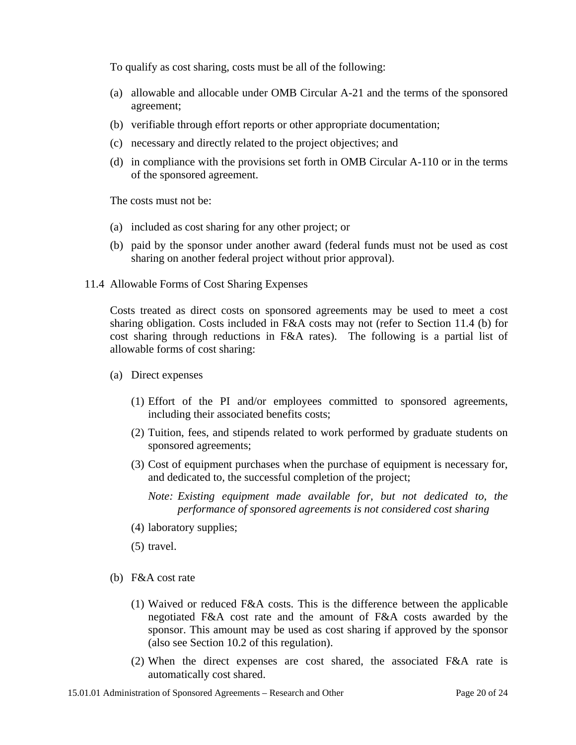To qualify as cost sharing, costs must be all of the following:

(a) allowable and allocable under OMB Circular A-21 and the terms of the sponsored agreement;

(b) verifiable through effort reports or other appropriate documentation;

(c) necessary and directly related to the project objectives; and

(d) in compliance with the provisions set forth in OMB Circular A-110 or in the terms of the sponsored agreement.

The costs must not be:

(a) included as cost sharing for any other project; or

(b) paid by the sponsor under another award (federal funds must not be used as cost sharing on another federal project without prior approval).

### 11.4 Allowable Forms of Cost Sharing Expenses

Costs treated as direct costs on sponsored agreements may be used to meet a cost sharing obligation. Costs included in F&A costs may not (refer to Section 11.4 (b) for cost sharing through reductions in F&A rates). The following is a partial list of allowable forms of cost sharing:

(a) Direct expenses

(1) Effort of the PI and/or employees committed to sponsored agreements, including their associated benefits costs;

(2) Tuition, fees, and stipends related to work performed by graduate students on sponsored agreements;

(3) Cost of equipment purchases when the purchase of equipment is necessary for, and dedicated to, the successful completion of the project;

*Note: Existing equipment made available for, but not dedicated to, the performance of sponsored agreements is not considered cost sharing*

(4) laboratory supplies;

(5) travel.

(b) F&A cost rate

(1) Waived or reduced F&A costs. This is the difference between the applicable negotiated F&A cost rate and the amount of F&A costs awarded by the sponsor. This amount may be used as cost sharing if approved by the sponsor (also see Section 10.2 of this regulation).

(2) When the direct expenses are cost shared, the associated F&A rate is automatically cost shared.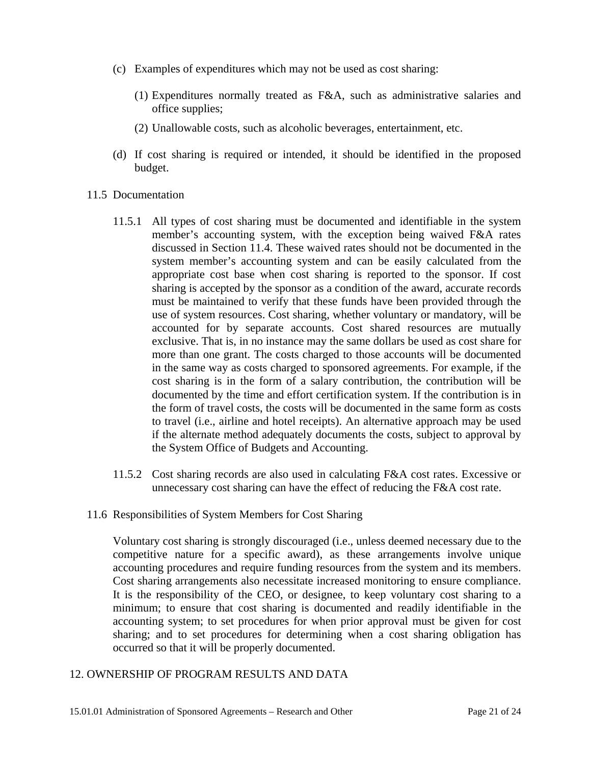(c) Examples of expenditures which may not be used as cost sharing:

(1) Expenditures normally treated as F&A, such as administrative salaries and office supplies;

(2) Unallowable costs, such as alcoholic beverages, entertainment, etc.

(d) If cost sharing is required or intended, it should be identified in the proposed budget.

11.5 Documentation

11.5.1 All types of cost sharing must be documented and identifiable in the system member's accounting system, with the exception being waived F&A rates discussed in Section 11.4. These waived rates should not be documented in the system member's accounting system and can be easily calculated from the appropriate cost base when cost sharing is reported to the sponsor. If cost sharing is accepted by the sponsor as a condition of the award, accurate records must be maintained to verify that these funds have been provided through the use of system resources. Cost sharing, whether voluntary or mandatory, will be accounted for by separate accounts. Cost shared resources are mutually exclusive. That is, in no instance may the same dollars be used as cost share for more than one grant. The costs charged to those accounts will be documented in the same way as costs charged to sponsored agreements. For example, if the cost sharing is in the form of a salary contribution, the contribution will be documented by the time and effort certification system. If the contribution is in the form of travel costs, the costs will be documented in the same form as costs to travel (i.e., airline and hotel receipts). An alternative approach may be used if the alternate method adequately documents the costs, subject to approval by the System Office of Budgets and Accounting.

11.5.2 Cost sharing records are also used in calculating F&A cost rates. Excessive or unnecessary cost sharing can have the effect of reducing the F&A cost rate.

11.6 Responsibilities of System Members for Cost Sharing

Voluntary cost sharing is strongly discouraged (i.e., unless deemed necessary due to the competitive nature for a specific award), as these arrangements involve unique accounting procedures and require funding resources from the system and its members. Cost sharing arrangements also necessitate increased monitoring to ensure compliance. It is the responsibility of the CEO, or designee, to keep voluntary cost sharing to a minimum; to ensure that cost sharing is documented and readily identifiable in the accounting system; to set procedures for when prior approval must be given for cost sharing; and to set procedures for determining when a cost sharing obligation has occurred so that it will be properly documented.

## 12. OWNERSHIP OF PROGRAM RESULTS AND DATA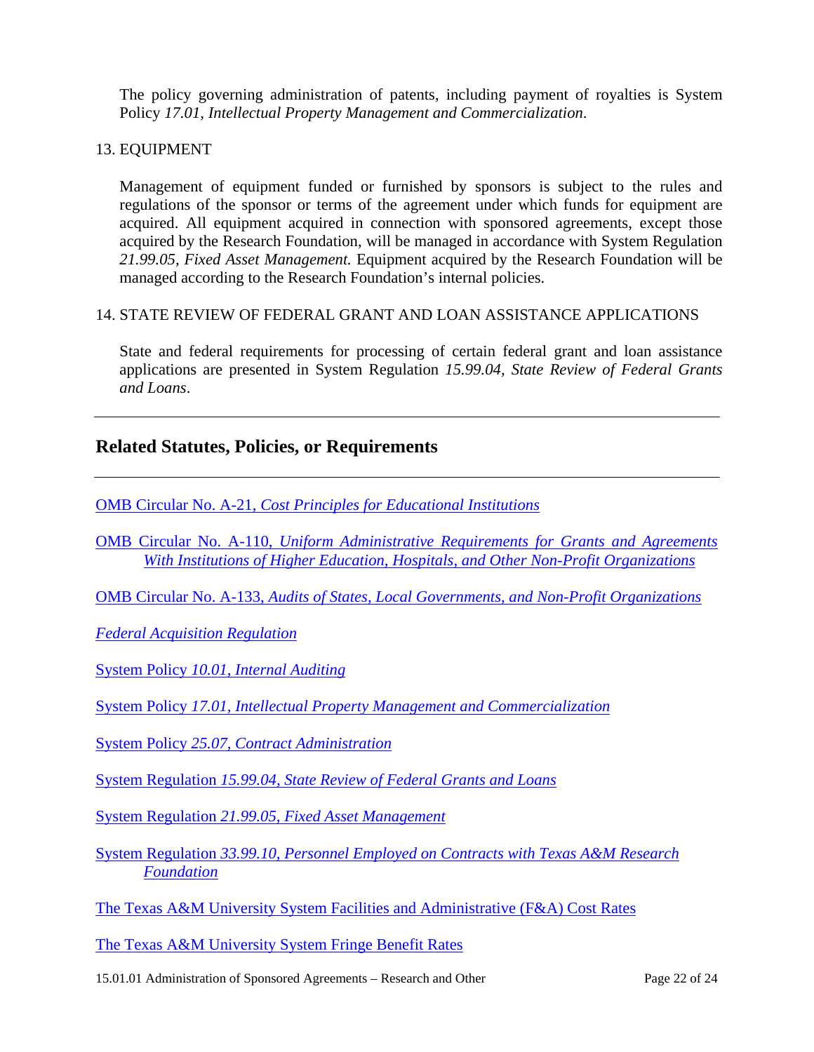The policy governing administration of patents, including payment of royalties is System Policy *17.01, Intellectual Property Management and Commercialization*.

13. EQUIPMENT

Management of equipment funded or furnished by sponsors is subject to the rules and regulations of the sponsor or terms of the agreement under which funds for equipment are acquired. All equipment acquired in connection with sponsored agreements, except those acquired by the Research Foundation, will be managed in accordance with System Regulation *21.99.05, Fixed Asset Management.* Equipment acquired by the Research Foundation will be managed according to the Research Foundation's internal policies.

14. STATE REVIEW OF FEDERAL GRANT AND LOAN ASSISTANCE APPLICATIONS

State and federal requirements for processing of certain federal grant and loan assistance applications are presented in System Regulation *15.99.04, State Review of Federal Grants and Loans*.

---

## Related Statutes, Policies, or Requirements

---

OMB Circular No. A-21, *Cost Principles for Educational Institutions*

OMB Circular No. A-110, *Uniform Administrative Requirements for Grants and Agreements With Institutions of Higher Education, Hospitals, and Other Non-Profit Organizations*

OMB Circular No. A-133, *Audits of States, Local Governments, and Non-Profit Organizations*

*Federal Acquisition Regulation*

System Policy *10.01, Internal Auditing*

System Policy *17.01, Intellectual Property Management and Commercialization*

System Policy *25.07, Contract Administration*

System Regulation *15.99.04, State Review of Federal Grants and Loans*

System Regulation *21.99.05, Fixed Asset Management*

System Regulation *33.99.10, Personnel Employed on Contracts with Texas A&M Research Foundation*

The Texas A&M University System Facilities and Administrative (F&A) Cost Rates

The Texas A&M University System Fringe Benefit Rates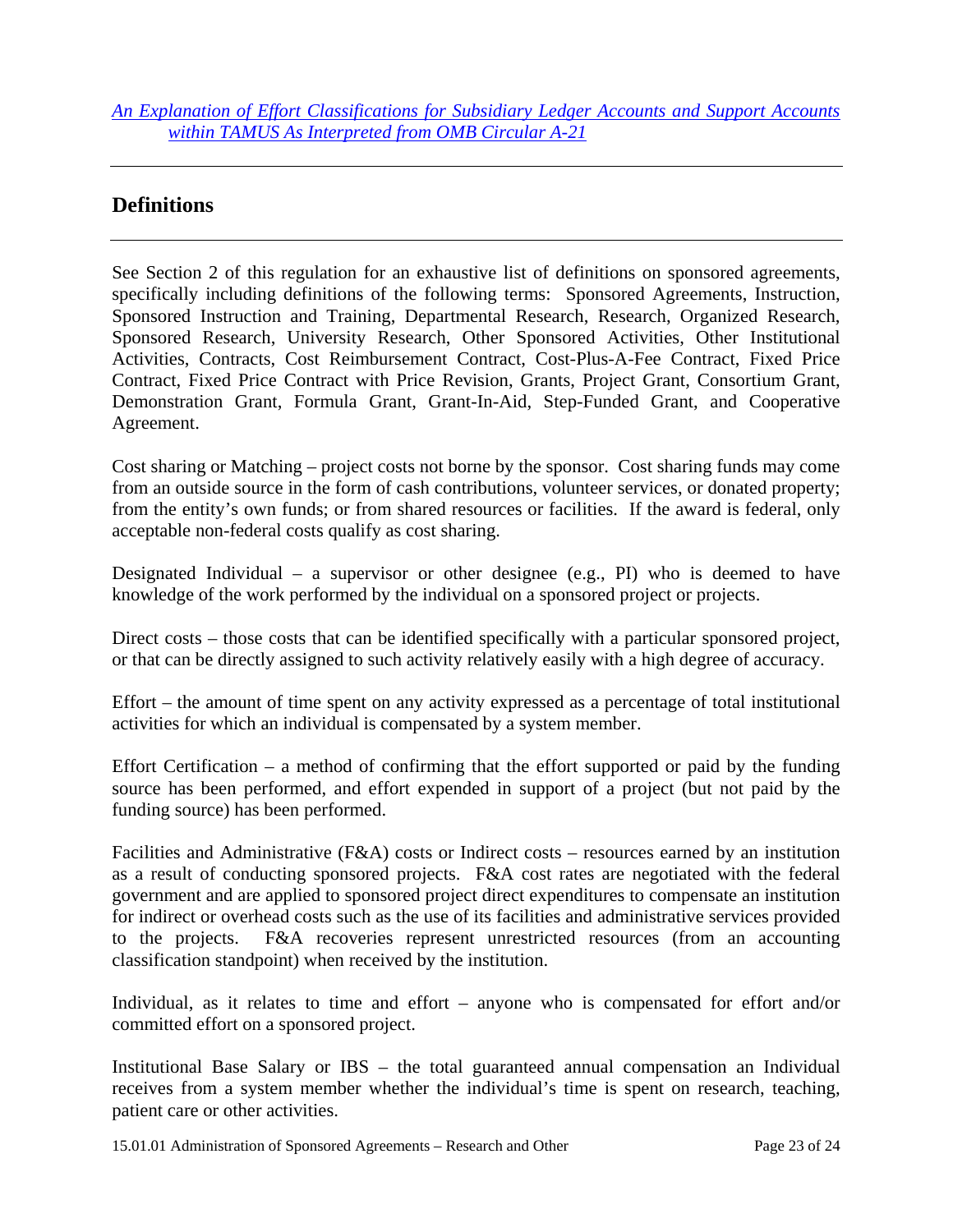*An Explanation of Effort Classifications for Subsidiary Ledger Accounts and Support Accounts within TAMUS As Interpreted from OMB Circular A-21*

## Definitions

See Section 2 of this regulation for an exhaustive list of definitions on sponsored agreements, specifically including definitions of the following terms: Sponsored Agreements, Instruction, Sponsored Instruction and Training, Departmental Research, Research, Organized Research, Sponsored Research, University Research, Other Sponsored Activities, Other Institutional Activities, Contracts, Cost Reimbursement Contract, Cost-Plus-A-Fee Contract, Fixed Price Contract, Fixed Price Contract with Price Revision, Grants, Project Grant, Consortium Grant, Demonstration Grant, Formula Grant, Grant-In-Aid, Step-Funded Grant, and Cooperative Agreement.

Cost sharing or Matching – project costs not borne by the sponsor. Cost sharing funds may come from an outside source in the form of cash contributions, volunteer services, or donated property; from the entity's own funds; or from shared resources or facilities. If the award is federal, only acceptable non-federal costs qualify as cost sharing.

Designated Individual – a supervisor or other designee (e.g., PI) who is deemed to have knowledge of the work performed by the individual on a sponsored project or projects.

Direct costs – those costs that can be identified specifically with a particular sponsored project, or that can be directly assigned to such activity relatively easily with a high degree of accuracy.

Effort – the amount of time spent on any activity expressed as a percentage of total institutional activities for which an individual is compensated by a system member.

Effort Certification – a method of confirming that the effort supported or paid by the funding source has been performed, and effort expended in support of a project (but not paid by the funding source) has been performed.

Facilities and Administrative (F&A) costs or Indirect costs – resources earned by an institution as a result of conducting sponsored projects. F&A cost rates are negotiated with the federal government and are applied to sponsored project direct expenditures to compensate an institution for indirect or overhead costs such as the use of its facilities and administrative services provided to the projects. F&A recoveries represent unrestricted resources (from an accounting classification standpoint) when received by the institution.

Individual, as it relates to time and effort – anyone who is compensated for effort and/or committed effort on a sponsored project.

Institutional Base Salary or IBS – the total guaranteed annual compensation an Individual receives from a system member whether the individual's time is spent on research, teaching, patient care or other activities.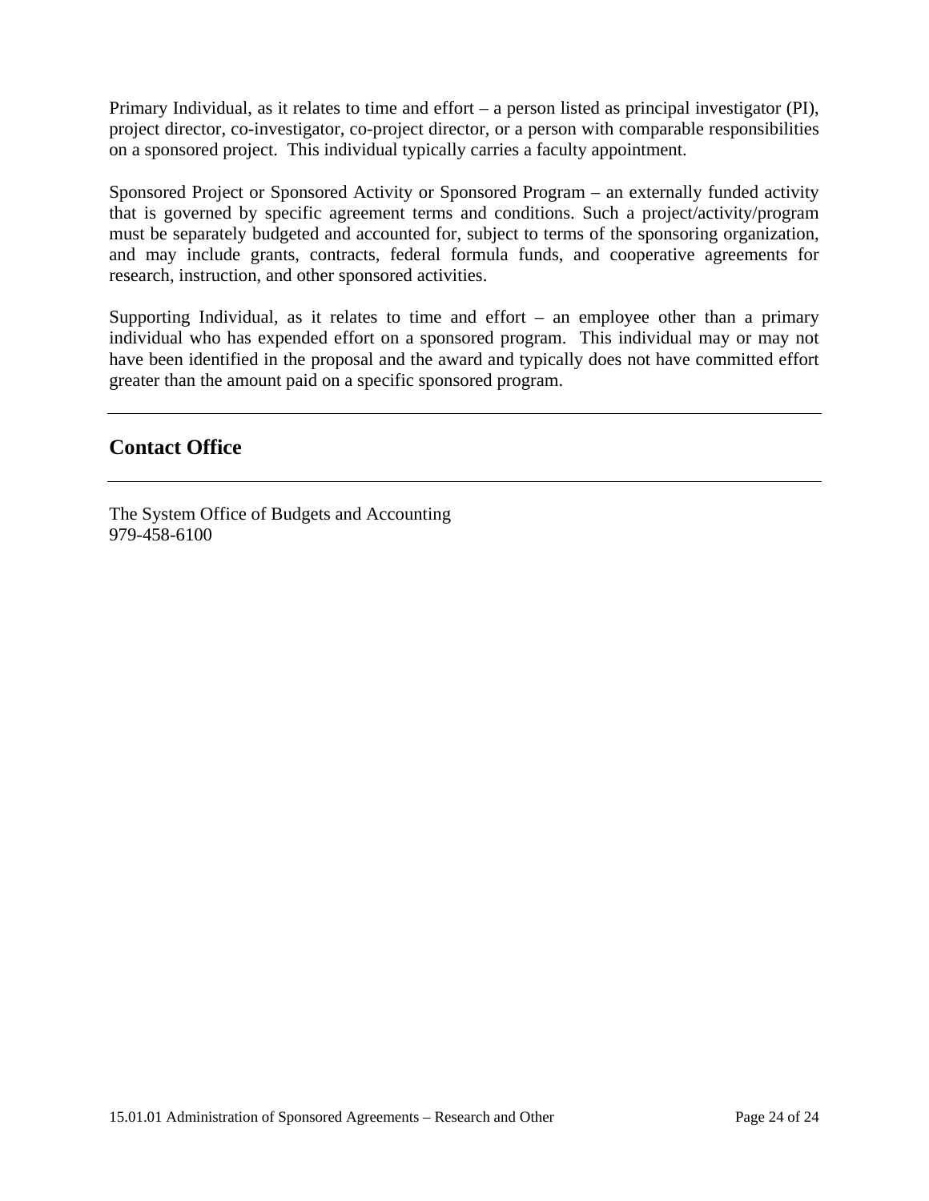Primary Individual, as it relates to time and effort – a person listed as principal investigator (PI), project director, co-investigator, co-project director, or a person with comparable responsibilities on a sponsored project. This individual typically carries a faculty appointment.

Sponsored Project or Sponsored Activity or Sponsored Program – an externally funded activity that is governed by specific agreement terms and conditions. Such a project/activity/program must be separately budgeted and accounted for, subject to terms of the sponsoring organization, and may include grants, contracts, federal formula funds, and cooperative agreements for research, instruction, and other sponsored activities.

Supporting Individual, as it relates to time and effort – an employee other than a primary individual who has expended effort on a sponsored program. This individual may or may not have been identified in the proposal and the award and typically does not have committed effort greater than the amount paid on a specific sponsored program.

---

## Contact Office

---

The System Office of Budgets and Accounting
979-458-6100